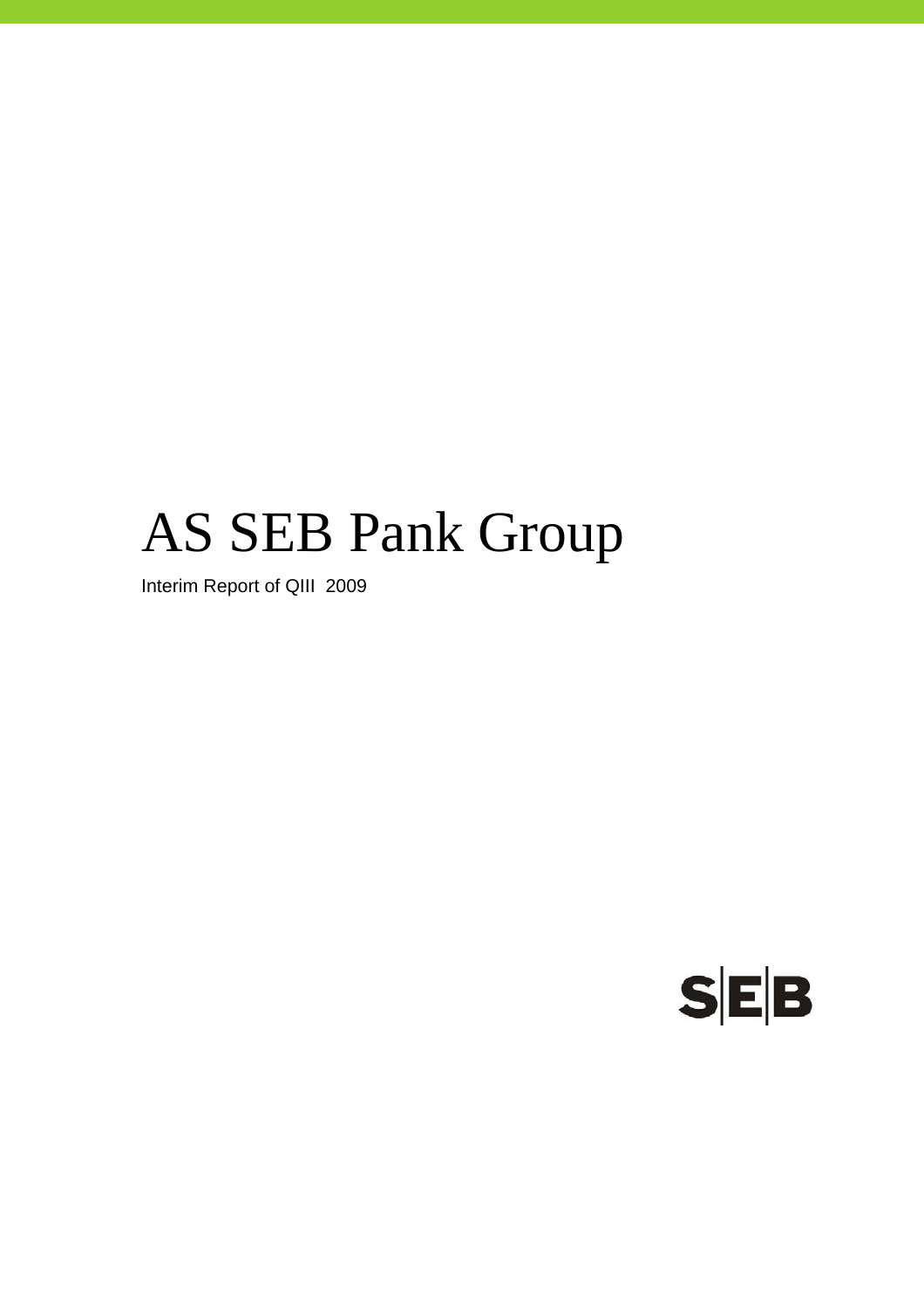# AS SEB Pank Group

Interim Report of QIII 2009

SEB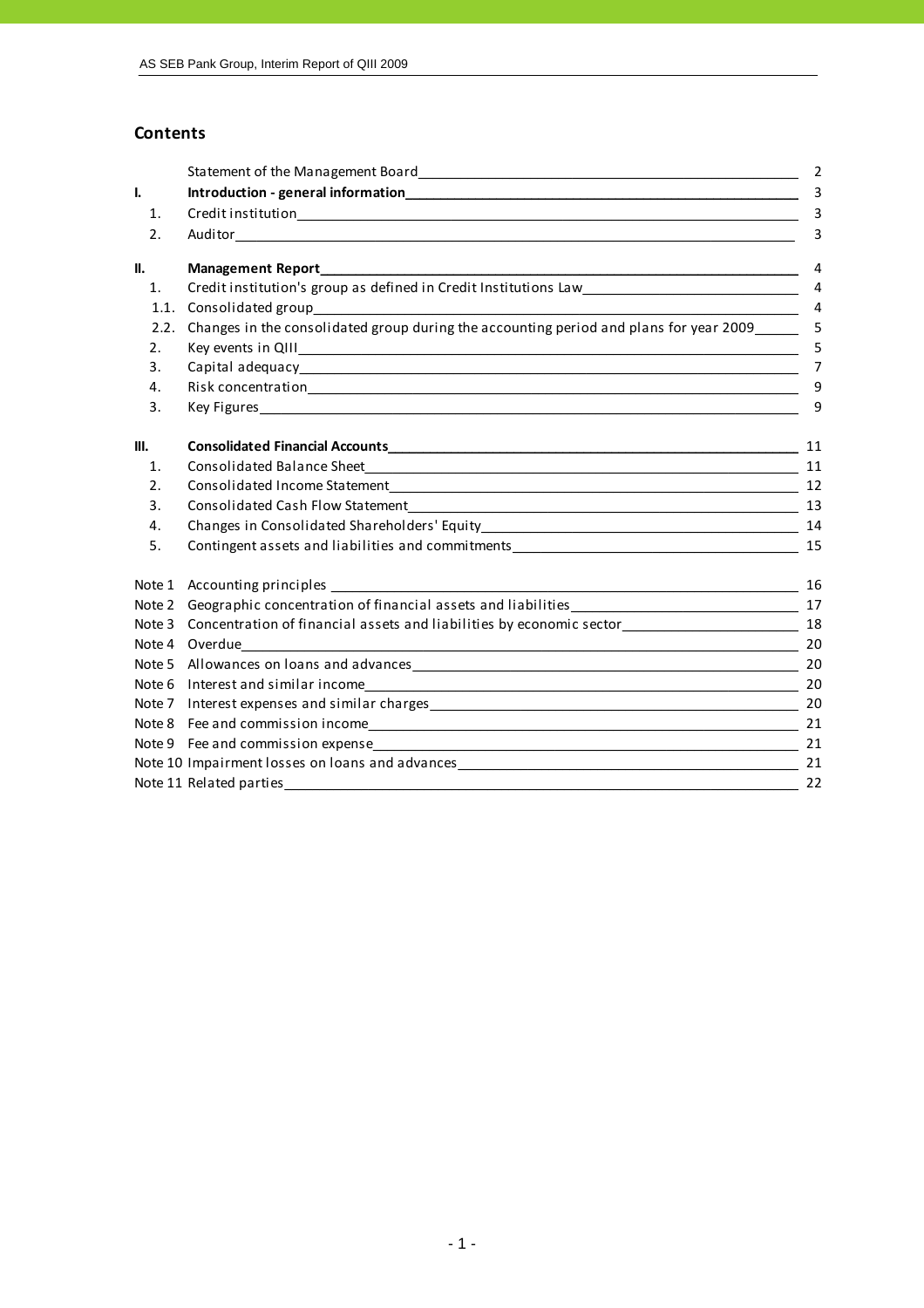## Contents

| | | |
|---|---|---|
| | Statement of the Management Board | 2 |
| **I.** | **Introduction - general information** | 3 |
| 1. | Credit institution | 3 |
| 2. | Auditor | 3 |
| **II.** | **Management Report** | 4 |
| 1. | Credit institution's group as defined in Credit Institutions Law | 4 |
| 1.1. | Consolidated group | 4 |
| 2.2. | Changes in the consolidated group during the accounting period and plans for year 2009 | 5 |
| 2. | Key events in QIII | 5 |
| 3. | Capital adequacy | 7 |
| 4. | Risk concentration | 9 |
| 3. | Key Figures | 9 |
| **III.** | **Consolidated Financial Accounts** | 11 |
| 1. | Consolidated Balance Sheet | 11 |
| 2. | Consolidated Income Statement | 12 |
| 3. | Consolidated Cash Flow Statement | 13 |
| 4. | Changes in Consolidated Shareholders' Equity | 14 |
| 5. | Contingent assets and liabilities and commitments | 15 |
| Note 1 | Accounting principles | 16 |
| Note 2 | Geographic concentration of financial assets and liabilities | 17 |
| Note 3 | Concentration of financial assets and liabilities by economic sector | 18 |
| Note 4 | Overdue | 20 |
| Note 5 | Allowances on loans and advances | 20 |
| Note 6 | Interest and similar income | 20 |
| Note 7 | Interest expenses and similar charges | 20 |
| Note 8 | Fee and commission income | 21 |
| Note 9 | Fee and commission expense | 21 |
| Note 10 | Impairment losses on loans and advances | 21 |
| Note 11 | Related parties | 22 |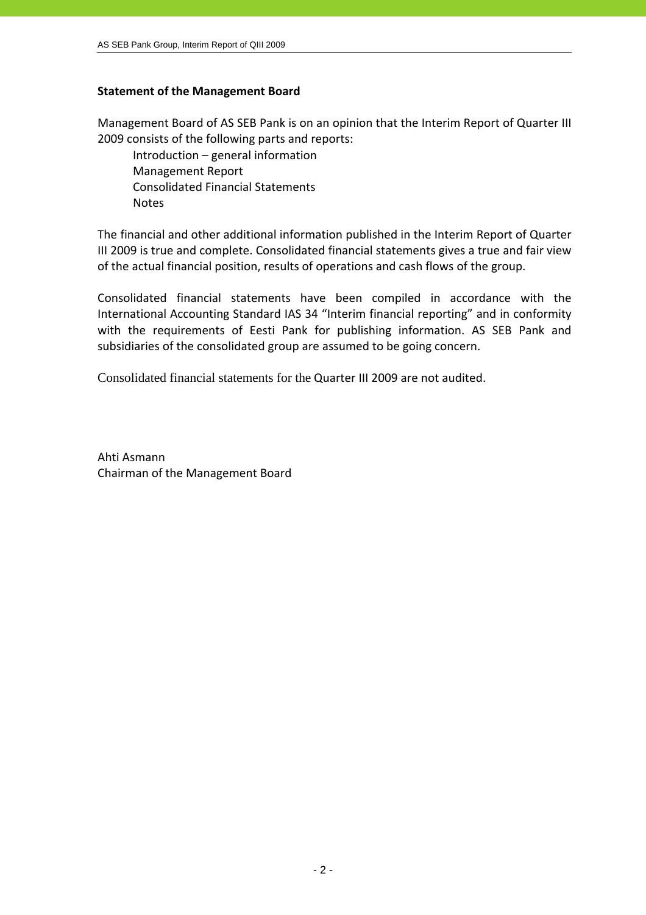## Statement of the Management Board

Management Board of AS SEB Pank is on an opinion that the Interim Report of Quarter III 2009 consists of the following parts and reports:

- Introduction – general information
- Management Report
- Consolidated Financial Statements
- Notes

The financial and other additional information published in the Interim Report of Quarter III 2009 is true and complete. Consolidated financial statements gives a true and fair view of the actual financial position, results of operations and cash flows of the group.

Consolidated financial statements have been compiled in accordance with the International Accounting Standard IAS 34 "Interim financial reporting" and in conformity with the requirements of Eesti Pank for publishing information. AS SEB Pank and subsidiaries of the consolidated group are assumed to be going concern.

Consolidated financial statements for the Quarter III 2009 are not audited.

Ahti Asmann
Chairman of the Management Board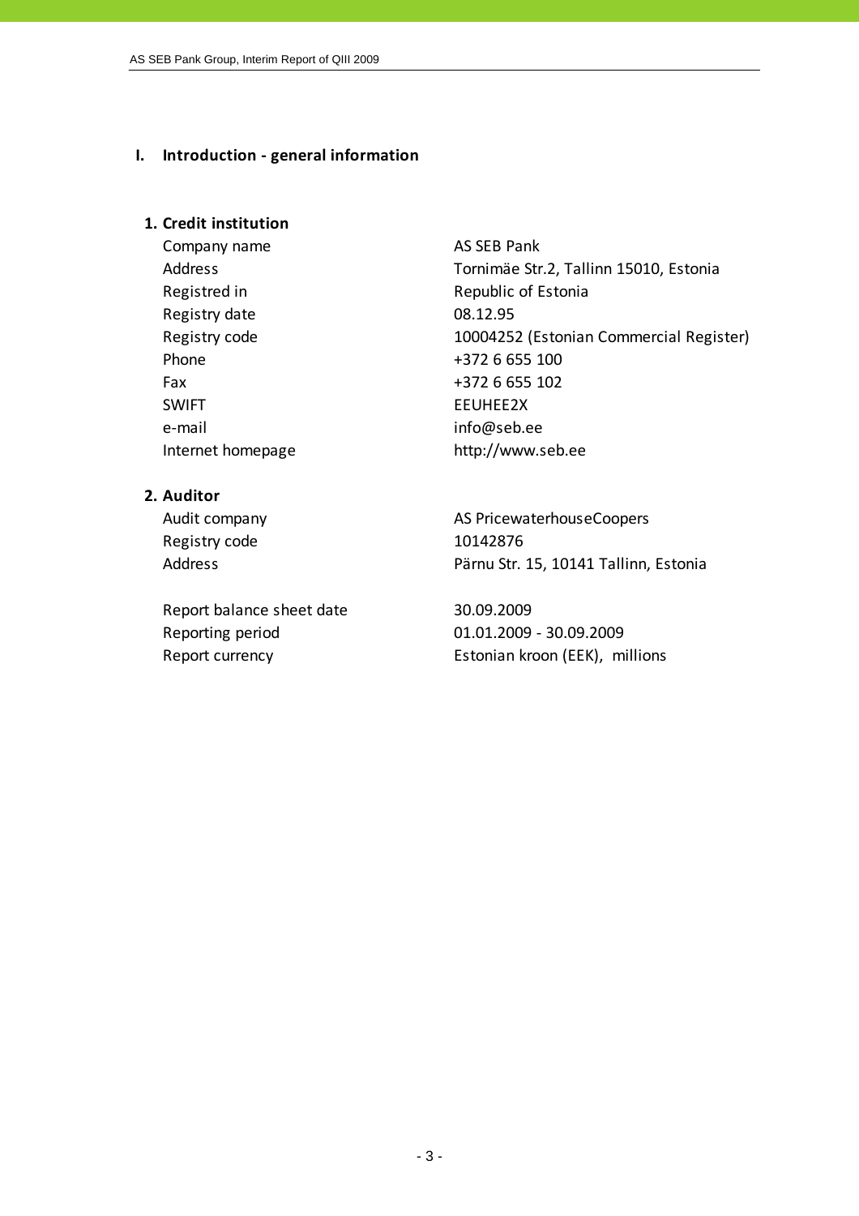# I. Introduction - general information

## 1. Credit institution

| | |
|---|---|
| Company name | AS SEB Pank |
| Address | Tornimäe Str.2, Tallinn 15010, Estonia |
| Registred in | Republic of Estonia |
| Registry date | 08.12.95 |
| Registry code | 10004252 (Estonian Commercial Register) |
| Phone | +372 6 655 100 |
| Fax | +372 6 655 102 |
| SWIFT | EEUHEE2X |
| e-mail | info@seb.ee |
| Internet homepage | http://www.seb.ee |

## 2. Auditor

| | |
|---|---|
| Audit company | AS PricewaterhouseCoopers |
| Registry code | 10142876 |
| Address | Pärnu Str. 15, 10141 Tallinn, Estonia |

| | |
|---|---|
| Report balance sheet date | 30.09.2009 |
| Reporting period | 01.01.2009 - 30.09.2009 |
| Report currency | Estonian kroon (EEK), millions |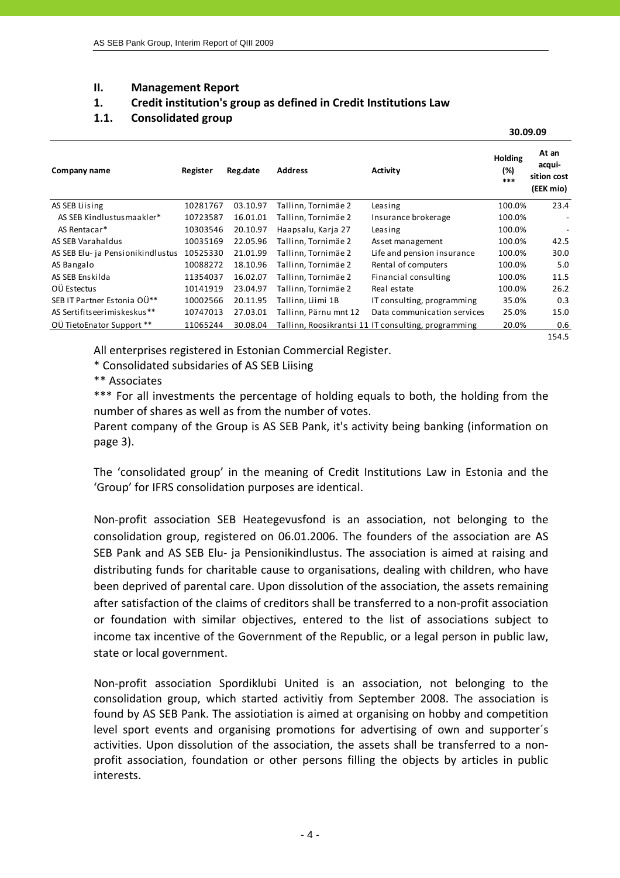## II. Management Report

### 1. Credit institution's group as defined in Credit Institutions Law

### 1.1. Consolidated group

| Company name | Register | Reg.date | Address | Activity | Holding (%) *** | At an acqui-sition cost (EEK mio) |
|---|---|---|---|---|---|---|
| | | | | | 30.09.09 | |
| AS SEB Liising | 10281767 | 03.10.97 | Tallinn, Tornimäe 2 | Leasing | 100.0% | 23.4 |
| AS SEB Kindlustusmaakler* | 10723587 | 16.01.01 | Tallinn, Tornimäe 2 | Insurance brokerage | 100.0% | - |
| AS Rentacar* | 10303546 | 20.10.97 | Haapsalu, Karja 27 | Leasing | 100.0% | - |
| AS SEB Varahaldus | 10035169 | 22.05.96 | Tallinn, Tornimäe 2 | Asset management | 100.0% | 42.5 |
| AS SEB Elu- ja Pensionikindlustus | 10525330 | 21.01.99 | Tallinn, Tornimäe 2 | Life and pension insurance | 100.0% | 30.0 |
| AS Bangalo | 10088272 | 18.10.96 | Tallinn, Tornimäe 2 | Rental of computers | 100.0% | 5.0 |
| AS SEB Enskilda | 11354037 | 16.02.07 | Tallinn, Tornimäe 2 | Financial consulting | 100.0% | 11.5 |
| OÜ Estectus | 10141919 | 23.04.97 | Tallinn, Tornimäe 2 | Real estate | 100.0% | 26.2 |
| SEB IT Partner Estonia OÜ** | 10002566 | 20.11.95 | Tallinn, Liimi 1B | IT consulting, programming | 35.0% | 0.3 |
| AS Sertifitseerimiskeskus** | 10747013 | 27.03.01 | Tallinn, Pärnu mnt 12 | Data communication services | 25.0% | 15.0 |
| OÜ TietoEnator Support ** | 11065244 | 30.08.04 | Tallinn, Roosikrantsi 11 | IT consulting, programming | 20.0% | 0.6 |
| | | | | | | 154.5 |

All enterprises registered in Estonian Commercial Register.

\* Consolidated subsidaries of AS SEB Liising

\** Associates

\*** For all investments the percentage of holding equals to both, the holding from the number of shares as well as from the number of votes.

Parent company of the Group is AS SEB Pank, it's activity being banking (information on page 3).

The 'consolidated group' in the meaning of Credit Institutions Law in Estonia and the 'Group' for IFRS consolidation purposes are identical.

Non-profit association SEB Heategevusfond is an association, not belonging to the consolidation group, registered on 06.01.2006. The founders of the association are AS SEB Pank and AS SEB Elu- ja Pensionikindlustus. The association is aimed at raising and distributing funds for charitable cause to organisations, dealing with children, who have been deprived of parental care. Upon dissolution of the association, the assets remaining after satisfaction of the claims of creditors shall be transferred to a non-profit association or foundation with similar objectives, entered to the list of associations subject to income tax incentive of the Government of the Republic, or a legal person in public law, state or local government.

Non-profit association Spordiklubi United is an association, not belonging to the consolidation group, which started activitiy from September 2008. The association is found by AS SEB Pank. The assiotiation is aimed at organising on hobby and competition level sport events and organising promotions for advertising of own and supporter´s activities. Upon dissolution of the association, the assets shall be transferred to a non-profit association, foundation or other persons filling the objects by articles in public interests.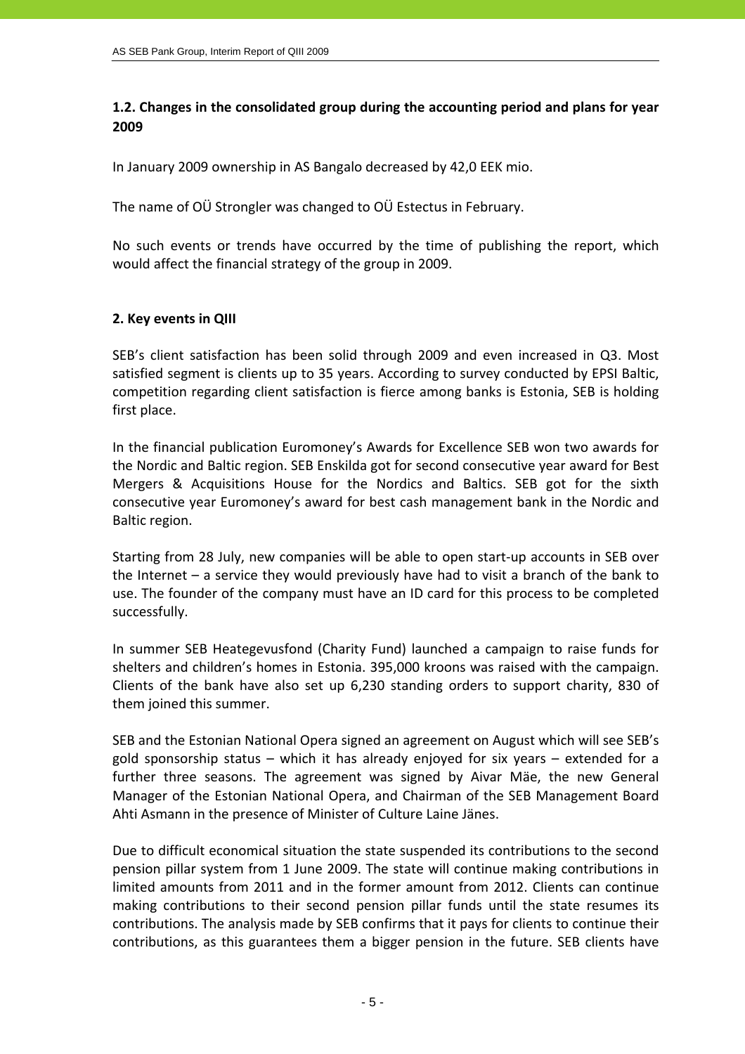## 1.2. Changes in the consolidated group during the accounting period and plans for year 2009

In January 2009 ownership in AS Bangalo decreased by 42,0 EEK mio.

The name of OÜ Strongler was changed to OÜ Estectus in February.

No such events or trends have occurred by the time of publishing the report, which would affect the financial strategy of the group in 2009.

## 2. Key events in QIII

SEB's client satisfaction has been solid through 2009 and even increased in Q3. Most satisfied segment is clients up to 35 years. According to survey conducted by EPSI Baltic, competition regarding client satisfaction is fierce among banks is Estonia, SEB is holding first place.

In the financial publication Euromoney's Awards for Excellence SEB won two awards for the Nordic and Baltic region. SEB Enskilda got for second consecutive year award for Best Mergers & Acquisitions House for the Nordics and Baltics. SEB got for the sixth consecutive year Euromoney's award for best cash management bank in the Nordic and Baltic region.

Starting from 28 July, new companies will be able to open start-up accounts in SEB over the Internet – a service they would previously have had to visit a branch of the bank to use. The founder of the company must have an ID card for this process to be completed successfully.

In summer SEB Heategevusfond (Charity Fund) launched a campaign to raise funds for shelters and children's homes in Estonia. 395,000 kroons was raised with the campaign. Clients of the bank have also set up 6,230 standing orders to support charity, 830 of them joined this summer.

SEB and the Estonian National Opera signed an agreement on August which will see SEB's gold sponsorship status – which it has already enjoyed for six years – extended for a further three seasons. The agreement was signed by Aivar Mäe, the new General Manager of the Estonian National Opera, and Chairman of the SEB Management Board Ahti Asmann in the presence of Minister of Culture Laine Jänes.

Due to difficult economical situation the state suspended its contributions to the second pension pillar system from 1 June 2009. The state will continue making contributions in limited amounts from 2011 and in the former amount from 2012. Clients can continue making contributions to their second pension pillar funds until the state resumes its contributions. The analysis made by SEB confirms that it pays for clients to continue their contributions, as this guarantees them a bigger pension in the future. SEB clients have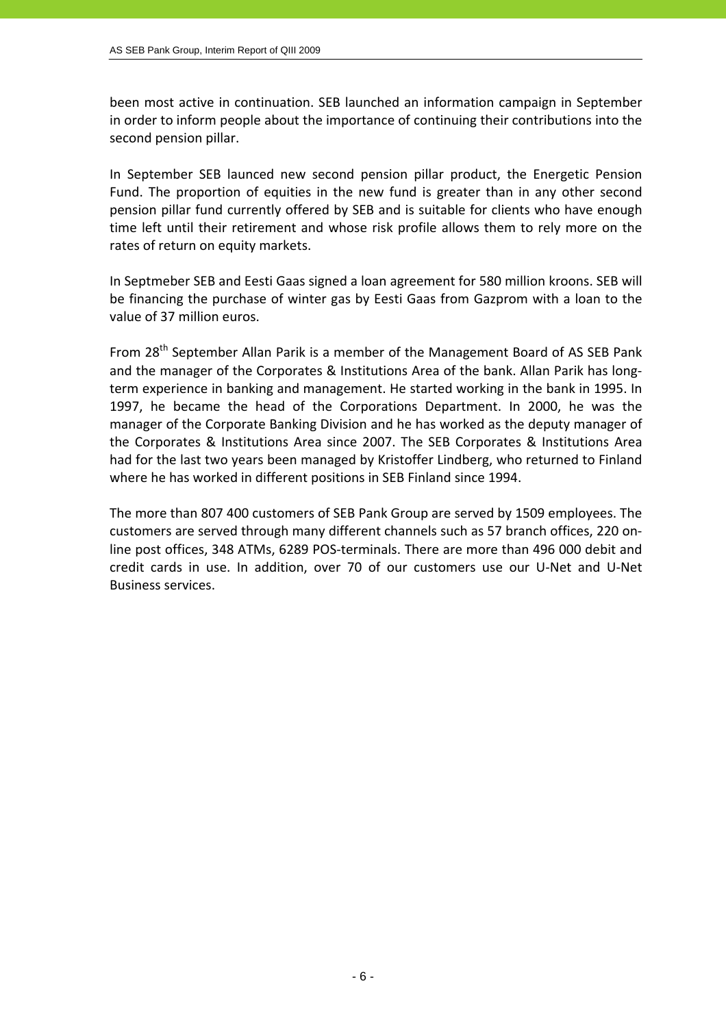been most active in continuation. SEB launched an information campaign in September in order to inform people about the importance of continuing their contributions into the second pension pillar.

In September SEB launced new second pension pillar product, the Energetic Pension Fund. The proportion of equities in the new fund is greater than in any other second pension pillar fund currently offered by SEB and is suitable for clients who have enough time left until their retirement and whose risk profile allows them to rely more on the rates of return on equity markets.

In Septmeber SEB and Eesti Gaas signed a loan agreement for 580 million kroons. SEB will be financing the purchase of winter gas by Eesti Gaas from Gazprom with a loan to the value of 37 million euros.

From 28th September Allan Parik is a member of the Management Board of AS SEB Pank and the manager of the Corporates & Institutions Area of the bank. Allan Parik has long-term experience in banking and management. He started working in the bank in 1995. In 1997, he became the head of the Corporations Department. In 2000, he was the manager of the Corporate Banking Division and he has worked as the deputy manager of the Corporates & Institutions Area since 2007. The SEB Corporates & Institutions Area had for the last two years been managed by Kristoffer Lindberg, who returned to Finland where he has worked in different positions in SEB Finland since 1994.

The more than 807 400 customers of SEB Pank Group are served by 1509 employees. The customers are served through many different channels such as 57 branch offices, 220 on-line post offices, 348 ATMs, 6289 POS-terminals. There are more than 496 000 debit and credit cards in use. In addition, over 70 of our customers use our U-Net and U-Net Business services.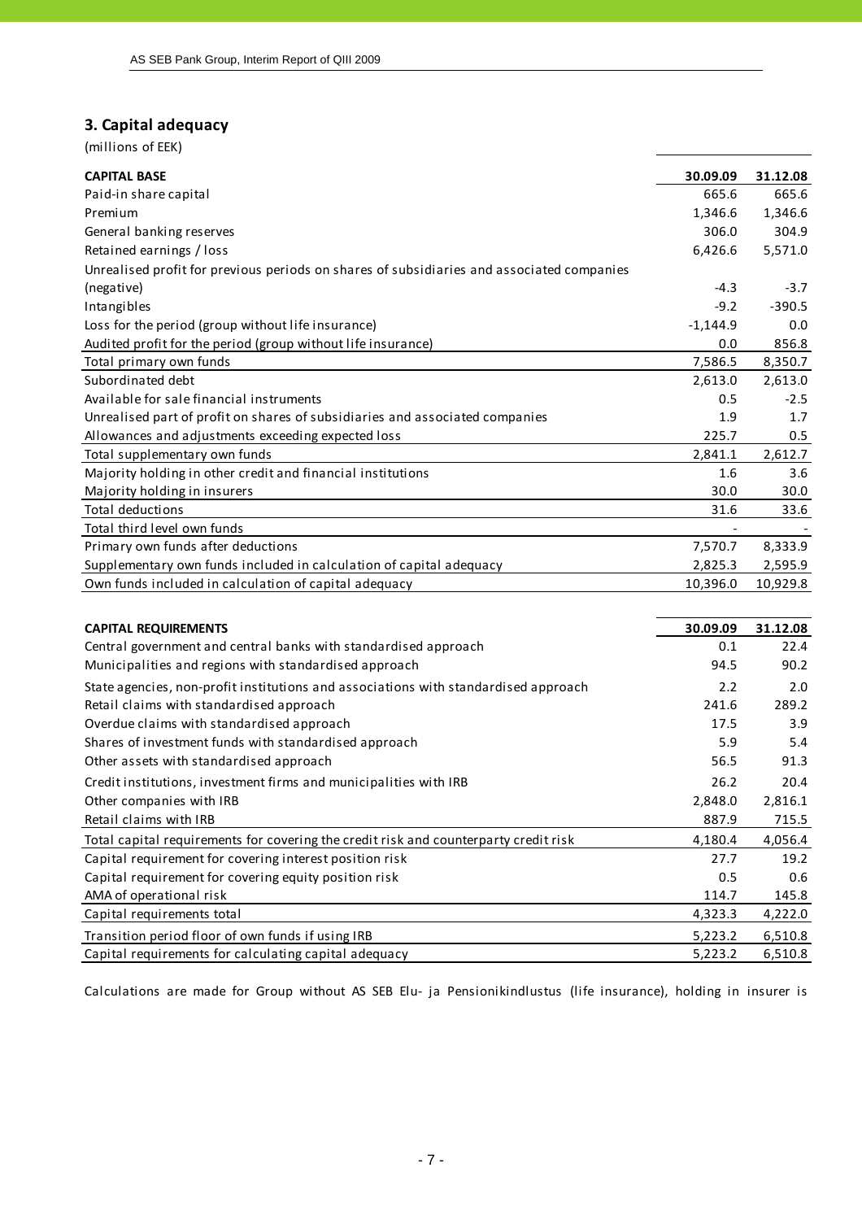## 3. Capital adequacy

(millions of EEK)

| CAPITAL BASE | 30.09.09 | 31.12.08 |
|---|---|---|
| Paid-in share capital | 665.6 | 665.6 |
| Premium | 1,346.6 | 1,346.6 |
| General banking reserves | 306.0 | 304.9 |
| Retained earnings / loss | 6,426.6 | 5,571.0 |
| Unrealised profit for previous periods on shares of subsidiaries and associated companies (negative) | -4.3 | -3.7 |
| Intangibles | -9.2 | -390.5 |
| Loss for the period (group without life insurance) | -1,144.9 | 0.0 |
| Audited profit for the period (group without life insurance) | 0.0 | 856.8 |
| Total primary own funds | 7,586.5 | 8,350.7 |
| Subordinated debt | 2,613.0 | 2,613.0 |
| Available for sale financial instruments | 0.5 | -2.5 |
| Unrealised part of profit on shares of subsidiaries and associated companies | 1.9 | 1.7 |
| Allowances and adjustments exceeding expected loss | 225.7 | 0.5 |
| Total supplementary own funds | 2,841.1 | 2,612.7 |
| Majority holding in other credit and financial institutions | 1.6 | 3.6 |
| Majority holding in insurers | 30.0 | 30.0 |
| Total deductions | 31.6 | 33.6 |
| Total third level own funds | - | - |
| Primary own funds after deductions | 7,570.7 | 8,333.9 |
| Supplementary own funds included in calculation of capital adequacy | 2,825.3 | 2,595.9 |
| Own funds included in calculation of capital adequacy | 10,396.0 | 10,929.8 |

| CAPITAL REQUIREMENTS | 30.09.09 | 31.12.08 |
|---|---|---|
| Central government and central banks with standardised approach | 0.1 | 22.4 |
| Municipalities and regions with standardised approach | 94.5 | 90.2 |
| State agencies, non-profit institutions and associations with standardised approach | 2.2 | 2.0 |
| Retail claims with standardised approach | 241.6 | 289.2 |
| Overdue claims with standardised approach | 17.5 | 3.9 |
| Shares of investment funds with standardised approach | 5.9 | 5.4 |
| Other assets with standardised approach | 56.5 | 91.3 |
| Credit institutions, investment firms and municipalities with IRB | 26.2 | 20.4 |
| Other companies with IRB | 2,848.0 | 2,816.1 |
| Retail claims with IRB | 887.9 | 715.5 |
| Total capital requirements for covering the credit risk and counterparty credit risk | 4,180.4 | 4,056.4 |
| Capital requirement for covering interest position risk | 27.7 | 19.2 |
| Capital requirement for covering equity position risk | 0.5 | 0.6 |
| AMA of operational risk | 114.7 | 145.8 |
| Capital requirements total | 4,323.3 | 4,222.0 |
| Transition period floor of own funds if using IRB | 5,223.2 | 6,510.8 |
| Capital requirements for calculating capital adequacy | 5,223.2 | 6,510.8 |

Calculations are made for Group without AS SEB Elu- ja Pensionikindlustus (life insurance), holding in insurer is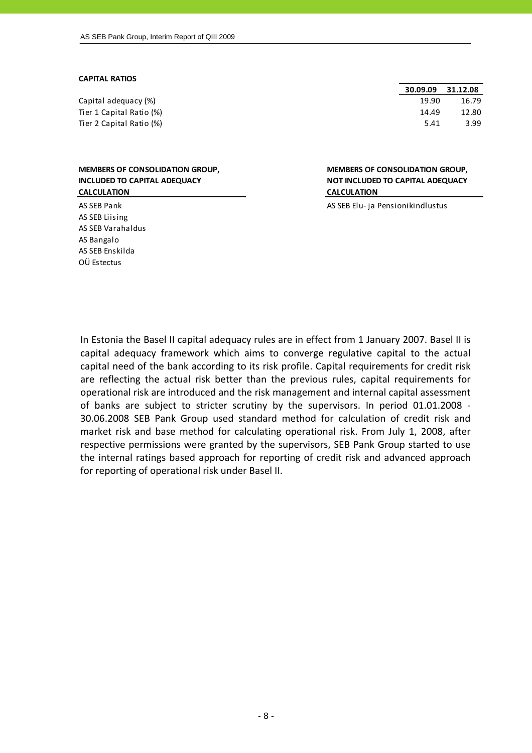**CAPITAL RATIOS**

| | 30.09.09 | 31.12.08 |
|---|---|---|
| Capital adequacy (%) | 19.90 | 16.79 |
| Tier 1 Capital Ratio (%) | 14.49 | 12.80 |
| Tier 2 Capital Ratio (%) | 5.41 | 3.99 |

| MEMBERS OF CONSOLIDATION GROUP, INCLUDED TO CAPITAL ADEQUACY CALCULATION | MEMBERS OF CONSOLIDATION GROUP, NOT INCLUDED TO CAPITAL ADEQUACY CALCULATION |
|---|---|
| AS SEB Pank | AS SEB Elu- ja Pensionikindlustus |
| AS SEB Liising | |
| AS SEB Varahaldus | |
| AS Bangalo | |
| AS SEB Enskilda | |
| OÜ Estectus | |

In Estonia the Basel II capital adequacy rules are in effect from 1 January 2007. Basel II is capital adequacy framework which aims to converge regulative capital to the actual capital need of the bank according to its risk profile. Capital requirements for credit risk are reflecting the actual risk better than the previous rules, capital requirements for operational risk are introduced and the risk management and internal capital assessment of banks are subject to stricter scrutiny by the supervisors. In period 01.01.2008 - 30.06.2008 SEB Pank Group used standard method for calculation of credit risk and market risk and base method for calculating operational risk. From July 1, 2008, after respective permissions were granted by the supervisors, SEB Pank Group started to use the internal ratings based approach for reporting of credit risk and advanced approach for reporting of operational risk under Basel II.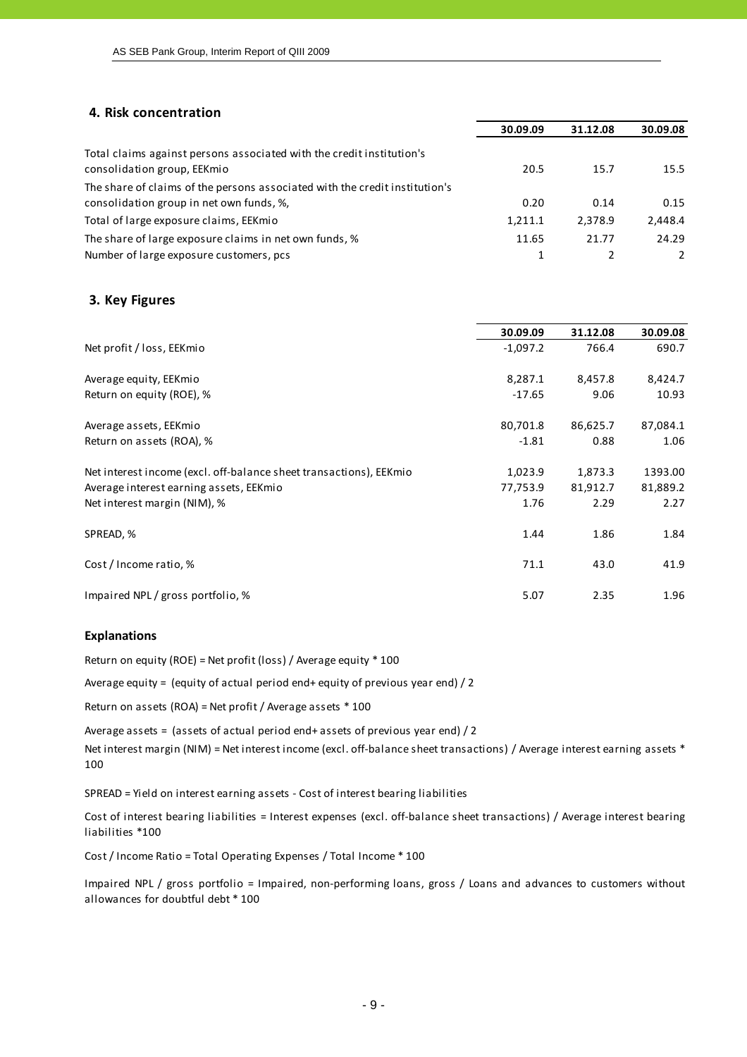## 4. Risk concentration

| | 30.09.09 | 31.12.08 | 30.09.08 |
|---|---|---|---|
| Total claims against persons associated with the credit institution's consolidation group, EEKmio | 20.5 | 15.7 | 15.5 |
| The share of claims of the persons associated with the credit institution's consolidation group in net own funds, %, | 0.20 | 0.14 | 0.15 |
| Total of large exposure claims, EEKmio | 1,211.1 | 2,378.9 | 2,448.4 |
| The share of large exposure claims in net own funds, % | 11.65 | 21.77 | 24.29 |
| Number of large exposure customers, pcs | 1 | 2 | 2 |

## 3. Key Figures

| | 30.09.09 | 31.12.08 | 30.09.08 |
|---|---|---|---|
| Net profit / loss, EEKmio | -1,097.2 | 766.4 | 690.7 |
| Average equity, EEKmio | 8,287.1 | 8,457.8 | 8,424.7 |
| Return on equity (ROE), % | -17.65 | 9.06 | 10.93 |
| Average assets, EEKmio | 80,701.8 | 86,625.7 | 87,084.1 |
| Return on assets (ROA), % | -1.81 | 0.88 | 1.06 |
| Net interest income (excl. off-balance sheet transactions), EEKmio | 1,023.9 | 1,873.3 | 1393.00 |
| Average interest earning assets, EEKmio | 77,753.9 | 81,912.7 | 81,889.2 |
| Net interest margin (NIM), % | 1.76 | 2.29 | 2.27 |
| SPREAD, % | 1.44 | 1.86 | 1.84 |
| Cost / Income ratio, % | 71.1 | 43.0 | 41.9 |
| Impaired NPL / gross portfolio, % | 5.07 | 2.35 | 1.96 |

### Explanations

Return on equity (ROE) = Net profit (loss) / Average equity * 100

Average equity = (equity of actual period end+ equity of previous year end) / 2

Return on assets (ROA) = Net profit / Average assets * 100

Average assets = (assets of actual period end+ assets of previous year end) / 2

Net interest margin (NIM) = Net interest income (excl. off-balance sheet transactions) / Average interest earning assets * 100

SPREAD = Yield on interest earning assets - Cost of interest bearing liabilities

Cost of interest bearing liabilities = Interest expenses (excl. off-balance sheet transactions) / Average interest bearing liabilities *100

Cost / Income Ratio = Total Operating Expenses / Total Income * 100

Impaired NPL / gross portfolio = Impaired, non-performing loans, gross / Loans and advances to customers without allowances for doubtful debt * 100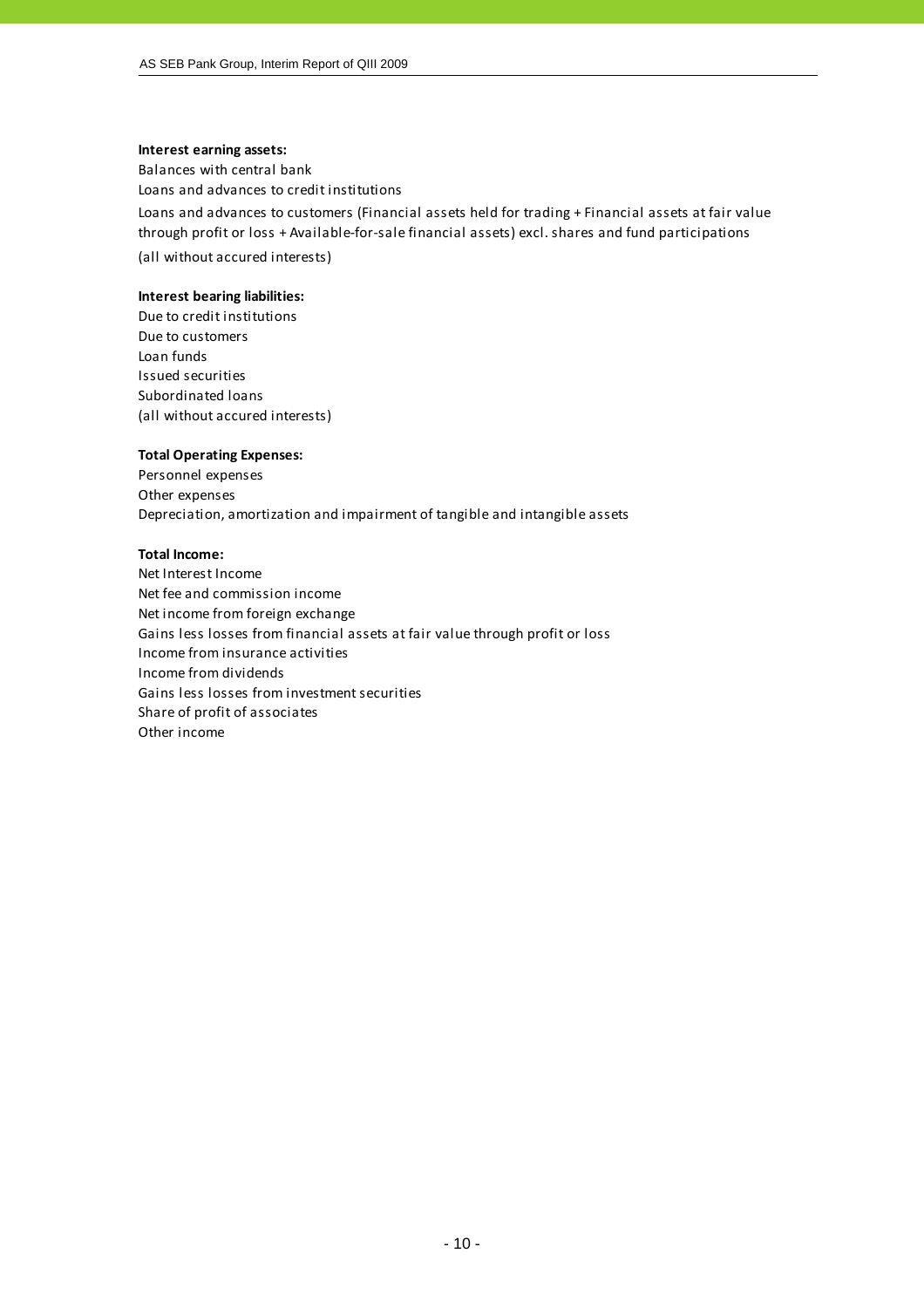**Interest earning assets:**

Balances with central bank

Loans and advances to credit institutions

Loans and advances to customers (Financial assets held for trading + Financial assets at fair value through profit or loss + Available-for-sale financial assets) excl. shares and fund participations

(all without accured interests)

**Interest bearing liabilities:**

Due to credit institutions

Due to customers

Loan funds

Issued securities

Subordinated loans

(all without accured interests)

**Total Operating Expenses:**

Personnel expenses

Other expenses

Depreciation, amortization and impairment of tangible and intangible assets

**Total Income:**

Net Interest Income

Net fee and commission income

Net income from foreign exchange

Gains less losses from financial assets at fair value through profit or loss

Income from insurance activities

Income from dividends

Gains less losses from investment securities

Share of profit of associates

Other income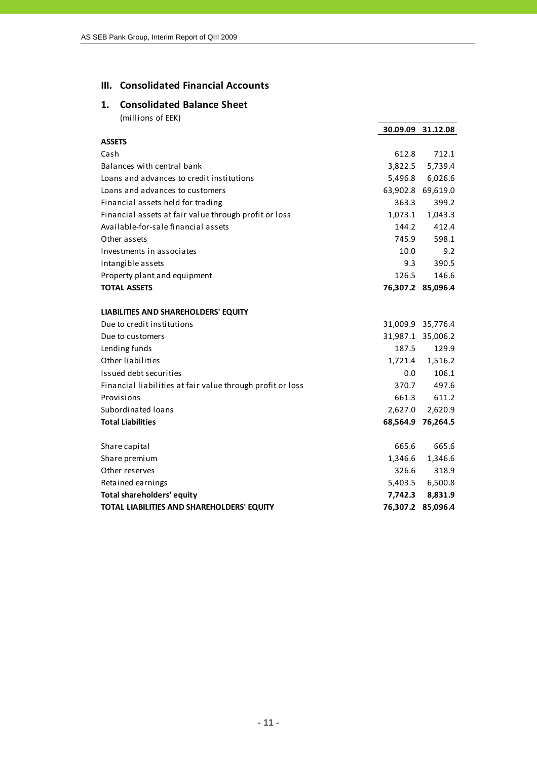## III. Consolidated Financial Accounts

### 1. Consolidated Balance Sheet

(millions of EEK)

| | 30.09.09 | 31.12.08 |
|---|---|---|
| **ASSETS** | | |
| Cash | 612.8 | 712.1 |
| Balances with central bank | 3,822.5 | 5,739.4 |
| Loans and advances to credit institutions | 5,496.8 | 6,026.6 |
| Loans and advances to customers | 63,902.8 | 69,619.0 |
| Financial assets held for trading | 363.3 | 399.2 |
| Financial assets at fair value through profit or loss | 1,073.1 | 1,043.3 |
| Available-for-sale financial assets | 144.2 | 412.4 |
| Other assets | 745.9 | 598.1 |
| Investments in associates | 10.0 | 9.2 |
| Intangible assets | 9.3 | 390.5 |
| Property plant and equipment | 126.5 | 146.6 |
| **TOTAL ASSETS** | **76,307.2** | **85,096.4** |
| | | |
| **LIABILITIES AND SHAREHOLDERS' EQUITY** | | |
| Due to credit institutions | 31,009.9 | 35,776.4 |
| Due to customers | 31,987.1 | 35,006.2 |
| Lending funds | 187.5 | 129.9 |
| Other liabilities | 1,721.4 | 1,516.2 |
| Issued debt securities | 0.0 | 106.1 |
| Financial liabilities at fair value through profit or loss | 370.7 | 497.6 |
| Provisions | 661.3 | 611.2 |
| Subordinated loans | 2,627.0 | 2,620.9 |
| **Total Liabilities** | **68,564.9** | **76,264.5** |
| | | |
| Share capital | 665.6 | 665.6 |
| Share premium | 1,346.6 | 1,346.6 |
| Other reserves | 326.6 | 318.9 |
| Retained earnings | 5,403.5 | 6,500.8 |
| **Total shareholders' equity** | **7,742.3** | **8,831.9** |
| **TOTAL LIABILITIES AND SHAREHOLDERS' EQUITY** | **76,307.2** | **85,096.4** |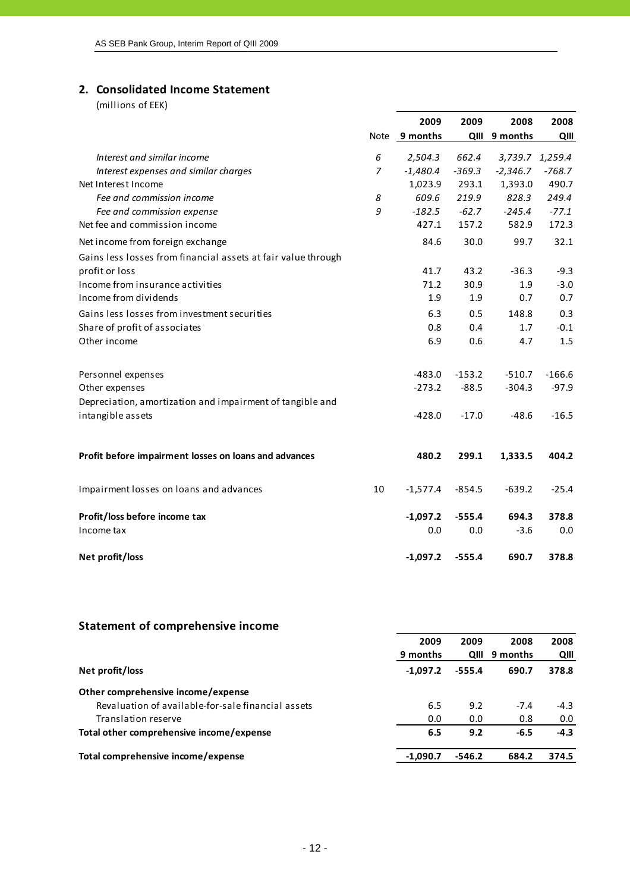## 2. Consolidated Income Statement

(millions of EEK)

| | Note | 2009 9 months | 2009 QIII | 2008 9 months | 2008 QIII |
|---|---|---|---|---|---|
| *Interest and similar income* | *6* | *2,504.3* | *662.4* | *3,739.7* | *1,259.4* |
| *Interest expenses and similar charges* | *7* | *-1,480.4* | *-369.3* | *-2,346.7* | *-768.7* |
| Net Interest Income | | 1,023.9 | 293.1 | 1,393.0 | 490.7 |
| *Fee and commission income* | *8* | *609.6* | *219.9* | *828.3* | *249.4* |
| *Fee and commission expense* | *9* | *-182.5* | *-62.7* | *-245.4* | *-77.1* |
| Net fee and commission income | | 427.1 | 157.2 | 582.9 | 172.3 |
| Net income from foreign exchange | | 84.6 | 30.0 | 99.7 | 32.1 |
| Gains less losses from financial assets at fair value through profit or loss | | 41.7 | 43.2 | -36.3 | -9.3 |
| Income from insurance activities | | 71.2 | 30.9 | 1.9 | -3.0 |
| Income from dividends | | 1.9 | 1.9 | 0.7 | 0.7 |
| Gains less losses from investment securities | | 6.3 | 0.5 | 148.8 | 0.3 |
| Share of profit of associates | | 0.8 | 0.4 | 1.7 | -0.1 |
| Other income | | 6.9 | 0.6 | 4.7 | 1.5 |
| Personnel expenses | | -483.0 | -153.2 | -510.7 | -166.6 |
| Other expenses | | -273.2 | -88.5 | -304.3 | -97.9 |
| Depreciation, amortization and impairment of tangible and intangible assets | | -428.0 | -17.0 | -48.6 | -16.5 |
| **Profit before impairment losses on loans and advances** | | **480.2** | **299.1** | **1,333.5** | **404.2** |
| Impairment losses on loans and advances | 10 | -1,577.4 | -854.5 | -639.2 | -25.4 |
| **Profit/loss before income tax** | | **-1,097.2** | **-555.4** | **694.3** | **378.8** |
| Income tax | | 0.0 | 0.0 | -3.6 | 0.0 |
| **Net profit/loss** | | **-1,097.2** | **-555.4** | **690.7** | **378.8** |

## Statement of comprehensive income

| | 2009 9 months | 2009 QIII | 2008 9 months | 2008 QIII |
|---|---|---|---|---|
| **Net profit/loss** | **-1,097.2** | **-555.4** | **690.7** | **378.8** |
| **Other comprehensive income/expense** | | | | |
| Revaluation of available-for-sale financial assets | 6.5 | 9.2 | -7.4 | -4.3 |
| Translation reserve | 0.0 | 0.0 | 0.8 | 0.0 |
| **Total other comprehensive income/expense** | **6.5** | **9.2** | **-6.5** | **-4.3** |
| **Total comprehensive income/expense** | **-1,090.7** | **-546.2** | **684.2** | **374.5** |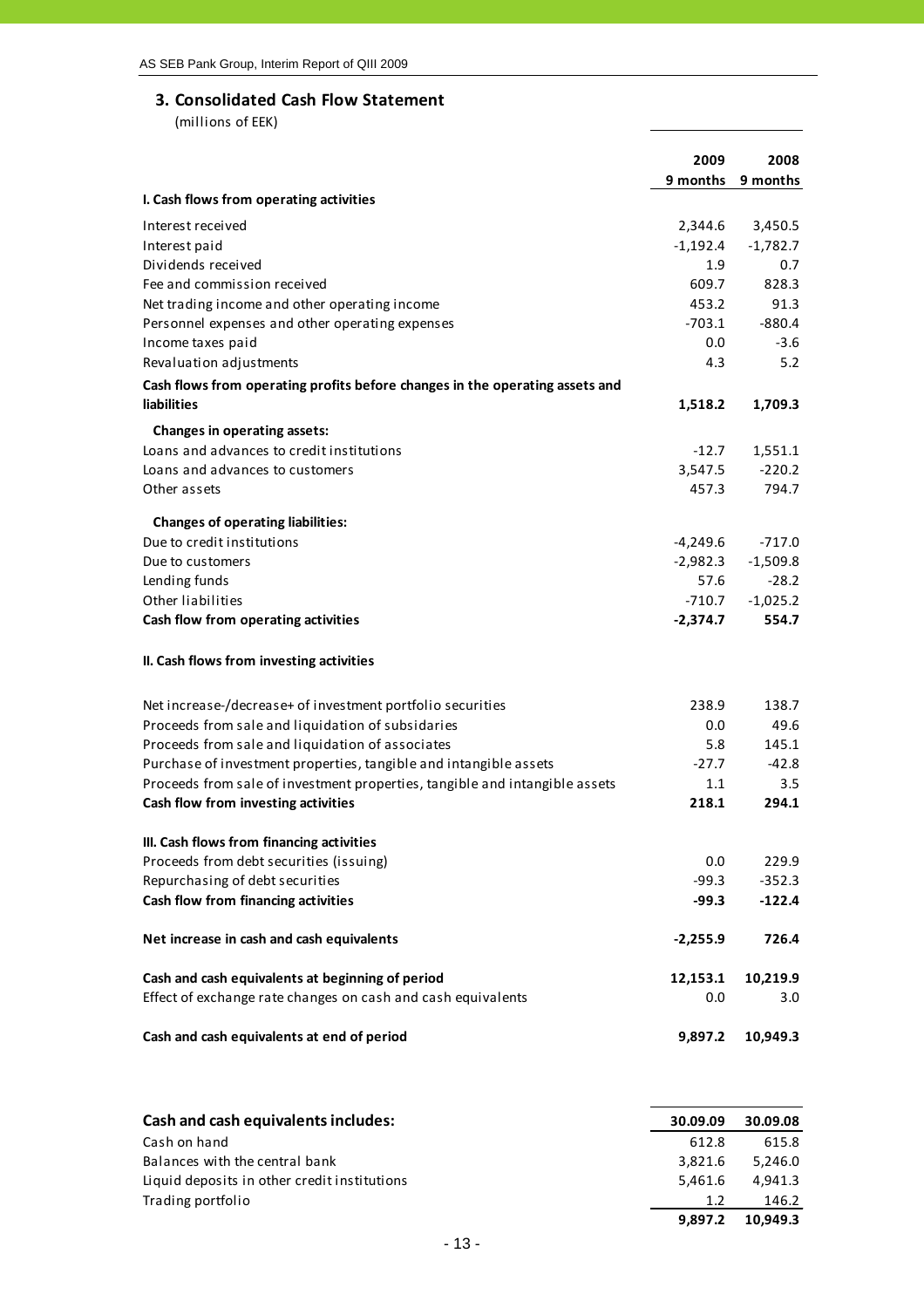## 3. Consolidated Cash Flow Statement

(millions of EEK)

| | 2009 9 months | 2008 9 months |
|---|---|---|
| **I. Cash flows from operating activities** | | |
| Interest received | 2,344.6 | 3,450.5 |
| Interest paid | -1,192.4 | -1,782.7 |
| Dividends received | 1.9 | 0.7 |
| Fee and commission received | 609.7 | 828.3 |
| Net trading income and other operating income | 453.2 | 91.3 |
| Personnel expenses and other operating expenses | -703.1 | -880.4 |
| Income taxes paid | 0.0 | -3.6 |
| Revaluation adjustments | 4.3 | 5.2 |
| **Cash flows from operating profits before changes in the operating assets and liabilities** | **1,518.2** | **1,709.3** |
| **Changes in operating assets:** | | |
| Loans and advances to credit institutions | -12.7 | 1,551.1 |
| Loans and advances to customers | 3,547.5 | -220.2 |
| Other assets | 457.3 | 794.7 |
| **Changes of operating liabilities:** | | |
| Due to credit institutions | -4,249.6 | -717.0 |
| Due to customers | -2,982.3 | -1,509.8 |
| Lending funds | 57.6 | -28.2 |
| Other liabilities | -710.7 | -1,025.2 |
| **Cash flow from operating activities** | **-2,374.7** | **554.7** |
| **II. Cash flows from investing activities** | | |
| Net increase-/decrease+ of investment portfolio securities | 238.9 | 138.7 |
| Proceeds from sale and liquidation of subsidaries | 0.0 | 49.6 |
| Proceeds from sale and liquidation of associates | 5.8 | 145.1 |
| Purchase of investment properties, tangible and intangible assets | -27.7 | -42.8 |
| Proceeds from sale of investment properties, tangible and intangible assets | 1.1 | 3.5 |
| **Cash flow from investing activities** | **218.1** | **294.1** |
| **III. Cash flows from financing activities** | | |
| Proceeds from debt securities (issuing) | 0.0 | 229.9 |
| Repurchasing of debt securities | -99.3 | -352.3 |
| **Cash flow from financing activities** | **-99.3** | **-122.4** |
| **Net increase in cash and cash equivalents** | **-2,255.9** | **726.4** |
| **Cash and cash equivalents at beginning of period** | **12,153.1** | **10,219.9** |
| Effect of exchange rate changes on cash and cash equivalents | 0.0 | 3.0 |
| **Cash and cash equivalents at end of period** | **9,897.2** | **10,949.3** |

| **Cash and cash equivalents includes:** | **30.09.09** | **30.09.08** |
|---|---|---|
| Cash on hand | 612.8 | 615.8 |
| Balances with the central bank | 3,821.6 | 5,246.0 |
| Liquid deposits in other credit institutions | 5,461.6 | 4,941.3 |
| Trading portfolio | 1.2 | 146.2 |
| | **9,897.2** | **10,949.3** |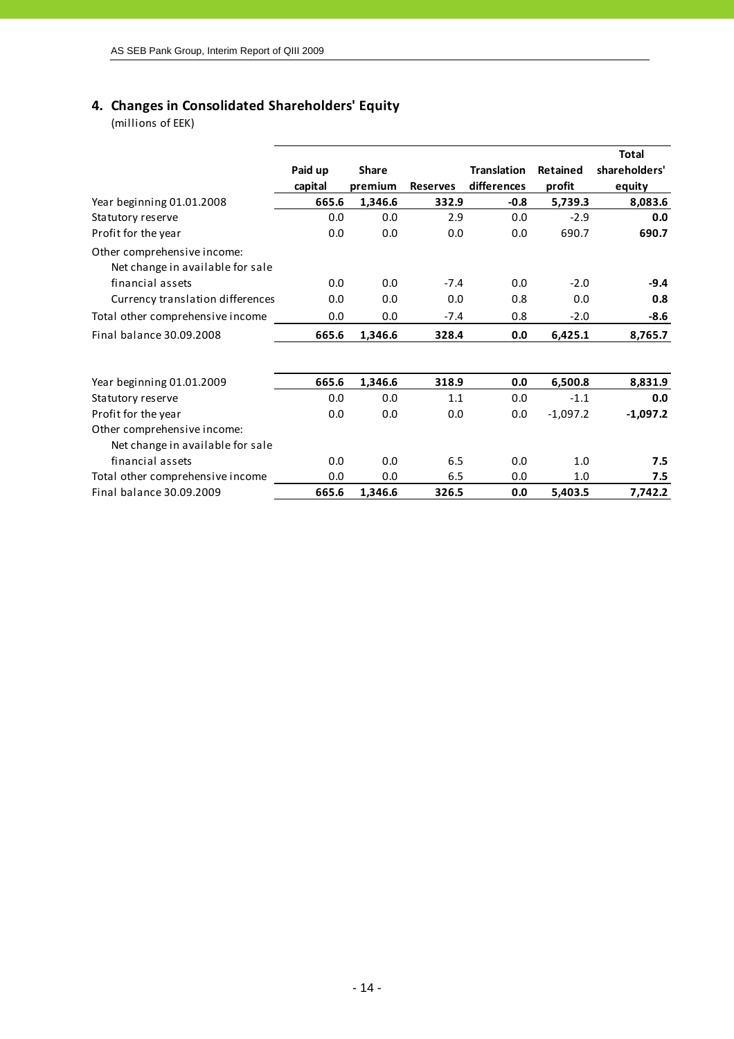## 4. Changes in Consolidated Shareholders' Equity

(millions of EEK)

| | Paid up capital | Share premium | Reserves | Translation differences | Retained profit | Total shareholders' equity |
|---|---|---|---|---|---|---|
| Year beginning 01.01.2008 | **665.6** | **1,346.6** | **332.9** | **-0.8** | **5,739.3** | **8,083.6** |
| Statutory reserve | 0.0 | 0.0 | 2.9 | 0.0 | -2.9 | **0.0** |
| Profit for the year | 0.0 | 0.0 | 0.0 | 0.0 | 690.7 | **690.7** |
| Other comprehensive income: | | | | | | |
| Net change in available for sale financial assets | 0.0 | 0.0 | -7.4 | 0.0 | -2.0 | **-9.4** |
| Currency translation differences | 0.0 | 0.0 | 0.0 | 0.8 | 0.0 | **0.8** |
| Total other comprehensive income | 0.0 | 0.0 | -7.4 | 0.8 | -2.0 | **-8.6** |
| Final balance 30.09.2008 | **665.6** | **1,346.6** | **328.4** | **0.0** | **6,425.1** | **8,765.7** |
| | | | | | | |
| Year beginning 01.01.2009 | **665.6** | **1,346.6** | **318.9** | **0.0** | **6,500.8** | **8,831.9** |
| Statutory reserve | 0.0 | 0.0 | 1.1 | 0.0 | -1.1 | **0.0** |
| Profit for the year | 0.0 | 0.0 | 0.0 | 0.0 | -1,097.2 | **-1,097.2** |
| Other comprehensive income: | | | | | | |
| Net change in available for sale financial assets | 0.0 | 0.0 | 6.5 | 0.0 | 1.0 | **7.5** |
| Total other comprehensive income | 0.0 | 0.0 | 6.5 | 0.0 | 1.0 | **7.5** |
| Final balance 30.09.2009 | **665.6** | **1,346.6** | **326.5** | **0.0** | **5,403.5** | **7,742.2** |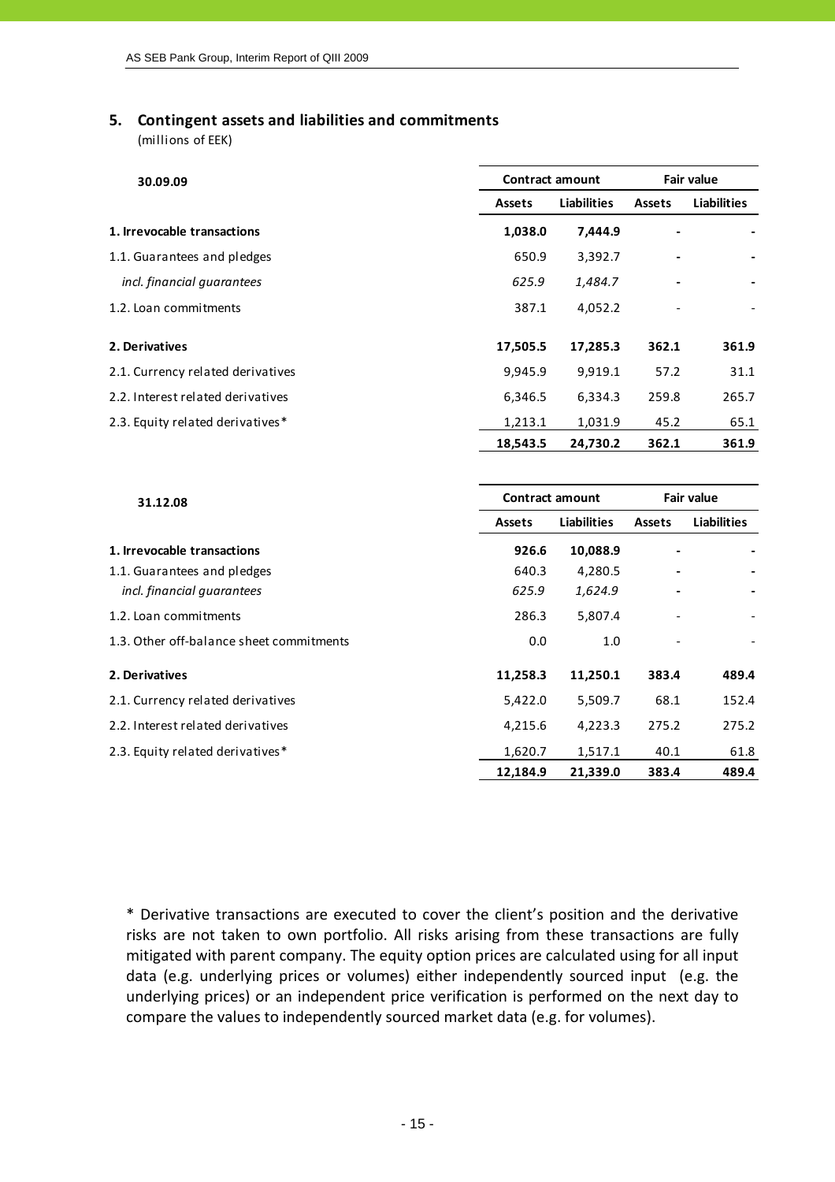## 5. Contingent assets and liabilities and commitments

(millions of EEK)

| 30.09.09 | Contract amount | | Fair value | |
|---|---|---|---|---|
| | Assets | Liabilities | Assets | Liabilities |
| **1. Irrevocable transactions** | **1,038.0** | **7,444.9** | **-** | **-** |
| 1.1. Guarantees and pledges | 650.9 | 3,392.7 | - | - |
| *incl. financial guarantees* | *625.9* | *1,484.7* | - | - |
| 1.2. Loan commitments | 387.1 | 4,052.2 | - | - |
| **2. Derivatives** | **17,505.5** | **17,285.3** | **362.1** | **361.9** |
| 2.1. Currency related derivatives | 9,945.9 | 9,919.1 | 57.2 | 31.1 |
| 2.2. Interest related derivatives | 6,346.5 | 6,334.3 | 259.8 | 265.7 |
| 2.3. Equity related derivatives* | 1,213.1 | 1,031.9 | 45.2 | 65.1 |
| | **18,543.5** | **24,730.2** | **362.1** | **361.9** |

| 31.12.08 | Contract amount | | Fair value | |
|---|---|---|---|---|
| | Assets | Liabilities | Assets | Liabilities |
| **1. Irrevocable transactions** | **926.6** | **10,088.9** | **-** | **-** |
| 1.1. Guarantees and pledges | 640.3 | 4,280.5 | - | - |
| *incl. financial guarantees* | *625.9* | *1,624.9* | - | - |
| 1.2. Loan commitments | 286.3 | 5,807.4 | - | - |
| 1.3. Other off-balance sheet commitments | 0.0 | 1.0 | - | - |
| **2. Derivatives** | **11,258.3** | **11,250.1** | **383.4** | **489.4** |
| 2.1. Currency related derivatives | 5,422.0 | 5,509.7 | 68.1 | 152.4 |
| 2.2. Interest related derivatives | 4,215.6 | 4,223.3 | 275.2 | 275.2 |
| 2.3. Equity related derivatives* | 1,620.7 | 1,517.1 | 40.1 | 61.8 |
| | **12,184.9** | **21,339.0** | **383.4** | **489.4** |

* Derivative transactions are executed to cover the client's position and the derivative risks are not taken to own portfolio. All risks arising from these transactions are fully mitigated with parent company. The equity option prices are calculated using for all input data (e.g. underlying prices or volumes) either independently sourced input (e.g. the underlying prices) or an independent price verification is performed on the next day to compare the values to independently sourced market data (e.g. for volumes).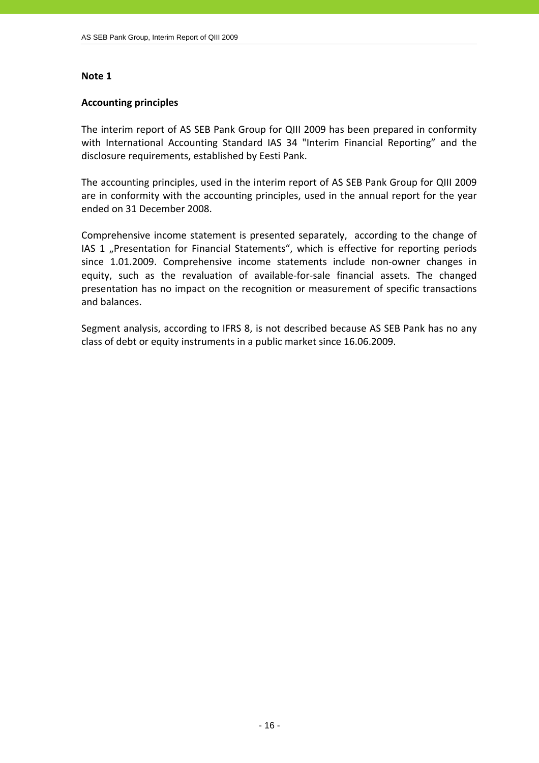**Note 1**

**Accounting principles**

The interim report of AS SEB Pank Group for QIII 2009 has been prepared in conformity with International Accounting Standard IAS 34 "Interim Financial Reporting" and the disclosure requirements, established by Eesti Pank.

The accounting principles, used in the interim report of AS SEB Pank Group for QIII 2009 are in conformity with the accounting principles, used in the annual report for the year ended on 31 December 2008.

Comprehensive income statement is presented separately, according to the change of IAS 1 „Presentation for Financial Statements", which is effective for reporting periods since 1.01.2009. Comprehensive income statements include non-owner changes in equity, such as the revaluation of available-for-sale financial assets. The changed presentation has no impact on the recognition or measurement of specific transactions and balances.

Segment analysis, according to IFRS 8, is not described because AS SEB Pank has no any class of debt or equity instruments in a public market since 16.06.2009.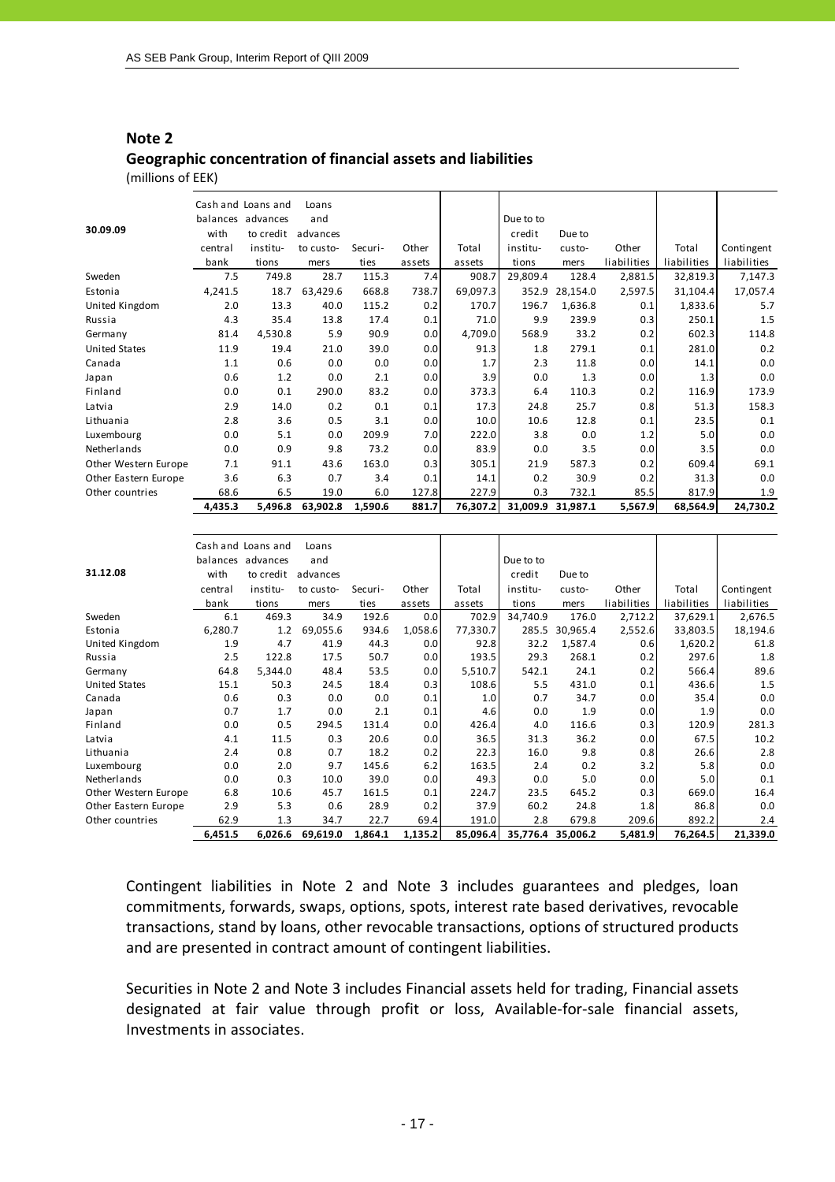## Note 2

### Geographic concentration of financial assets and liabilities

(millions of EEK)

| 30.09.09 | Cash and balances with central bank | Loans and advances to credit institutions | Loans and advances to customers | Securities | Other assets | Total assets | Due to credit institutions | Due to customers | Other liabilities | Total liabilities | Contingent liabilities |
|---|---|---|---|---|---|---|---|---|---|---|---|
| Sweden | 7.5 | 749.8 | 28.7 | 115.3 | 7.4 | 908.7 | 29,809.4 | 128.4 | 2,881.5 | 32,819.3 | 7,147.3 |
| Estonia | 4,241.5 | 18.7 | 63,429.6 | 668.8 | 738.7 | 69,097.3 | 352.9 | 28,154.0 | 2,597.5 | 31,104.4 | 17,057.4 |
| United Kingdom | 2.0 | 13.3 | 40.0 | 115.2 | 0.2 | 170.7 | 196.7 | 1,636.8 | 0.1 | 1,833.6 | 5.7 |
| Russia | 4.3 | 35.4 | 13.8 | 17.4 | 0.1 | 71.0 | 9.9 | 239.9 | 0.3 | 250.1 | 1.5 |
| Germany | 81.4 | 4,530.8 | 5.9 | 90.9 | 0.0 | 4,709.0 | 568.9 | 33.2 | 0.2 | 602.3 | 114.8 |
| United States | 11.9 | 19.4 | 21.0 | 39.0 | 0.0 | 91.3 | 1.8 | 279.1 | 0.1 | 281.0 | 0.2 |
| Canada | 1.1 | 0.6 | 0.0 | 0.0 | 0.0 | 1.7 | 2.3 | 11.8 | 0.0 | 14.1 | 0.0 |
| Japan | 0.6 | 1.2 | 0.0 | 2.1 | 0.0 | 3.9 | 0.0 | 1.3 | 0.0 | 1.3 | 0.0 |
| Finland | 0.0 | 0.1 | 290.0 | 83.2 | 0.0 | 373.3 | 6.4 | 110.3 | 0.2 | 116.9 | 173.9 |
| Latvia | 2.9 | 14.0 | 0.2 | 0.1 | 0.1 | 17.3 | 24.8 | 25.7 | 0.8 | 51.3 | 158.3 |
| Lithuania | 2.8 | 3.6 | 0.5 | 3.1 | 0.0 | 10.0 | 10.6 | 12.8 | 0.1 | 23.5 | 0.1 |
| Luxembourg | 0.0 | 5.1 | 0.0 | 209.9 | 7.0 | 222.0 | 3.8 | 0.0 | 1.2 | 5.0 | 0.0 |
| Netherlands | 0.0 | 0.9 | 9.8 | 73.2 | 0.0 | 83.9 | 0.0 | 3.5 | 0.0 | 3.5 | 0.0 |
| Other Western Europe | 7.1 | 91.1 | 43.6 | 163.0 | 0.3 | 305.1 | 21.9 | 587.3 | 0.2 | 609.4 | 69.1 |
| Other Eastern Europe | 3.6 | 6.3 | 0.7 | 3.4 | 0.1 | 14.1 | 0.2 | 30.9 | 0.2 | 31.3 | 0.0 |
| Other countries | 68.6 | 6.5 | 19.0 | 6.0 | 127.8 | 227.9 | 0.3 | 732.1 | 85.5 | 817.9 | 1.9 |
| | **4,435.3** | **5,496.8** | **63,902.8** | **1,590.6** | **881.7** | **76,307.2** | **31,009.9** | **31,987.1** | **5,567.9** | **68,564.9** | **24,730.2** |

| 31.12.08 | Cash and balances with central bank | Loans and advances to credit institutions | Loans and advances to customers | Securities | Other assets | Total assets | Due to credit institutions | Due to customers | Other liabilities | Total liabilities | Contingent liabilities |
|---|---|---|---|---|---|---|---|---|---|---|---|
| Sweden | 6.1 | 469.3 | 34.9 | 192.6 | 0.0 | 702.9 | 34,740.9 | 176.0 | 2,712.2 | 37,629.1 | 2,676.5 |
| Estonia | 6,280.7 | 1.2 | 69,055.6 | 934.6 | 1,058.6 | 77,330.7 | 285.5 | 30,965.4 | 2,552.6 | 33,803.5 | 18,194.6 |
| United Kingdom | 1.9 | 4.7 | 41.9 | 44.3 | 0.0 | 92.8 | 32.2 | 1,587.4 | 0.6 | 1,620.2 | 61.8 |
| Russia | 2.5 | 122.8 | 17.5 | 50.7 | 0.0 | 193.5 | 29.3 | 268.1 | 0.2 | 297.6 | 1.8 |
| Germany | 64.8 | 5,344.0 | 48.4 | 53.5 | 0.0 | 5,510.7 | 542.1 | 24.1 | 0.2 | 566.4 | 89.6 |
| United States | 15.1 | 50.3 | 24.5 | 18.4 | 0.3 | 108.6 | 5.5 | 431.0 | 0.1 | 436.6 | 1.5 |
| Canada | 0.6 | 0.3 | 0.0 | 0.0 | 0.1 | 1.0 | 0.7 | 34.7 | 0.0 | 35.4 | 0.0 |
| Japan | 0.7 | 1.7 | 0.0 | 2.1 | 0.1 | 4.6 | 0.0 | 1.9 | 0.0 | 1.9 | 0.0 |
| Finland | 0.0 | 0.5 | 294.5 | 131.4 | 0.0 | 426.4 | 4.0 | 116.6 | 0.3 | 120.9 | 281.3 |
| Latvia | 4.1 | 11.5 | 0.3 | 20.6 | 0.0 | 36.5 | 31.3 | 36.2 | 0.0 | 67.5 | 10.2 |
| Lithuania | 2.4 | 0.8 | 0.7 | 18.2 | 0.2 | 22.3 | 16.0 | 9.8 | 0.8 | 26.6 | 2.8 |
| Luxembourg | 0.0 | 2.0 | 9.7 | 145.6 | 6.2 | 163.5 | 2.4 | 0.2 | 3.2 | 5.8 | 0.0 |
| Netherlands | 0.0 | 0.3 | 10.0 | 39.0 | 0.0 | 49.3 | 0.0 | 5.0 | 0.0 | 5.0 | 0.1 |
| Other Western Europe | 6.8 | 10.6 | 45.7 | 161.5 | 0.1 | 224.7 | 23.5 | 645.2 | 0.3 | 669.0 | 16.4 |
| Other Eastern Europe | 2.9 | 5.3 | 0.6 | 28.9 | 0.2 | 37.9 | 60.2 | 24.8 | 1.8 | 86.8 | 0.0 |
| Other countries | 62.9 | 1.3 | 34.7 | 22.7 | 69.4 | 191.0 | 2.8 | 679.8 | 209.6 | 892.2 | 2.4 |
| | **6,451.5** | **6,026.6** | **69,619.0** | **1,864.1** | **1,135.2** | **85,096.4** | **35,776.4** | **35,006.2** | **5,481.9** | **76,264.5** | **21,339.0** |

Contingent liabilities in Note 2 and Note 3 includes guarantees and pledges, loan commitments, forwards, swaps, options, spots, interest rate based derivatives, revocable transactions, stand by loans, other revocable transactions, options of structured products and are presented in contract amount of contingent liabilities.

Securities in Note 2 and Note 3 includes Financial assets held for trading, Financial assets designated at fair value through profit or loss, Available-for-sale financial assets, Investments in associates.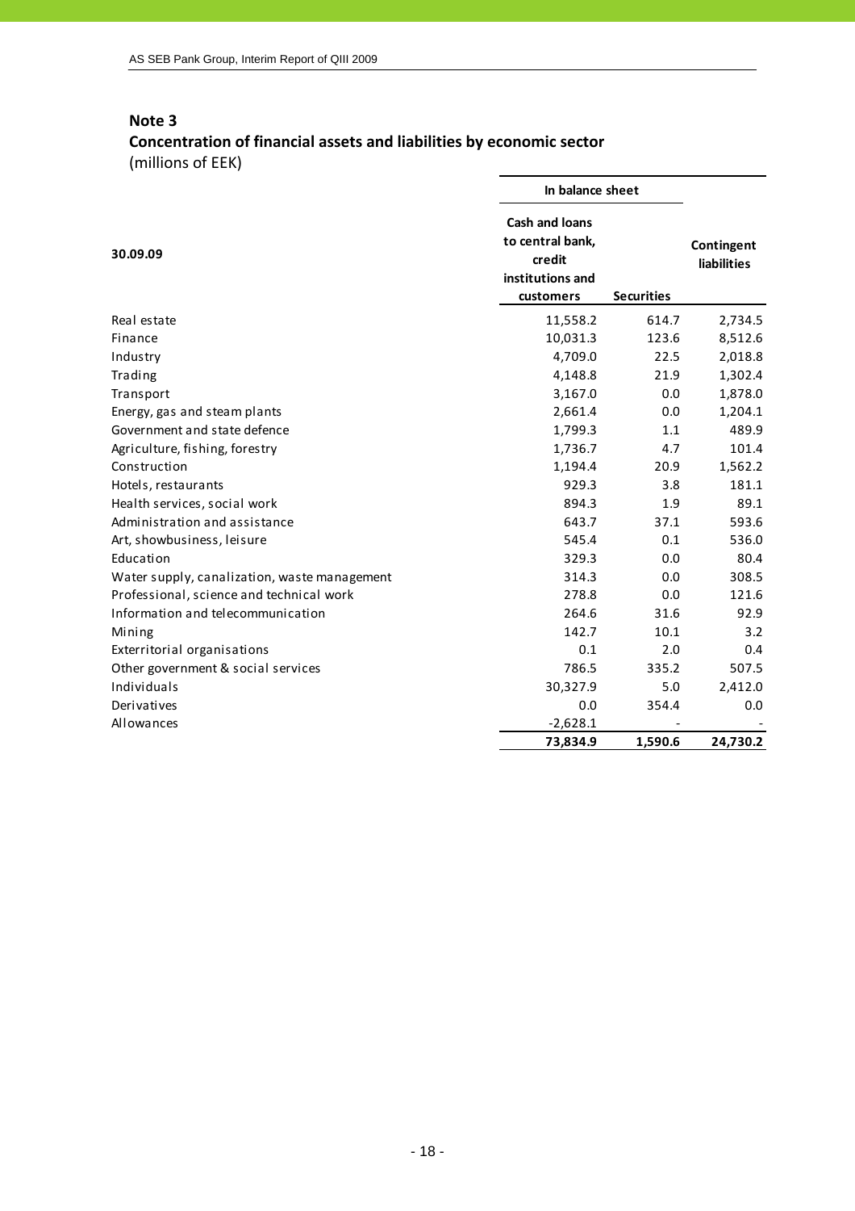## Note 3

### Concentration of financial assets and liabilities by economic sector

(millions of EEK)

| 30.09.09 | In balance sheet | | Contingent liabilities |
|---|---|---|---|
| | Cash and loans to central bank, credit institutions and customers | Securities | |
| Real estate | 11,558.2 | 614.7 | 2,734.5 |
| Finance | 10,031.3 | 123.6 | 8,512.6 |
| Industry | 4,709.0 | 22.5 | 2,018.8 |
| Trading | 4,148.8 | 21.9 | 1,302.4 |
| Transport | 3,167.0 | 0.0 | 1,878.0 |
| Energy, gas and steam plants | 2,661.4 | 0.0 | 1,204.1 |
| Government and state defence | 1,799.3 | 1.1 | 489.9 |
| Agriculture, fishing, forestry | 1,736.7 | 4.7 | 101.4 |
| Construction | 1,194.4 | 20.9 | 1,562.2 |
| Hotels, restaurants | 929.3 | 3.8 | 181.1 |
| Health services, social work | 894.3 | 1.9 | 89.1 |
| Administration and assistance | 643.7 | 37.1 | 593.6 |
| Art, showbusiness, leisure | 545.4 | 0.1 | 536.0 |
| Education | 329.3 | 0.0 | 80.4 |
| Water supply, canalization, waste management | 314.3 | 0.0 | 308.5 |
| Professional, science and technical work | 278.8 | 0.0 | 121.6 |
| Information and telecommunication | 264.6 | 31.6 | 92.9 |
| Mining | 142.7 | 10.1 | 3.2 |
| Exterritorial organisations | 0.1 | 2.0 | 0.4 |
| Other government & social services | 786.5 | 335.2 | 507.5 |
| Individuals | 30,327.9 | 5.0 | 2,412.0 |
| Derivatives | 0.0 | 354.4 | 0.0 |
| Allowances | -2,628.1 | - | - |
| | **73,834.9** | **1,590.6** | **24,730.2** |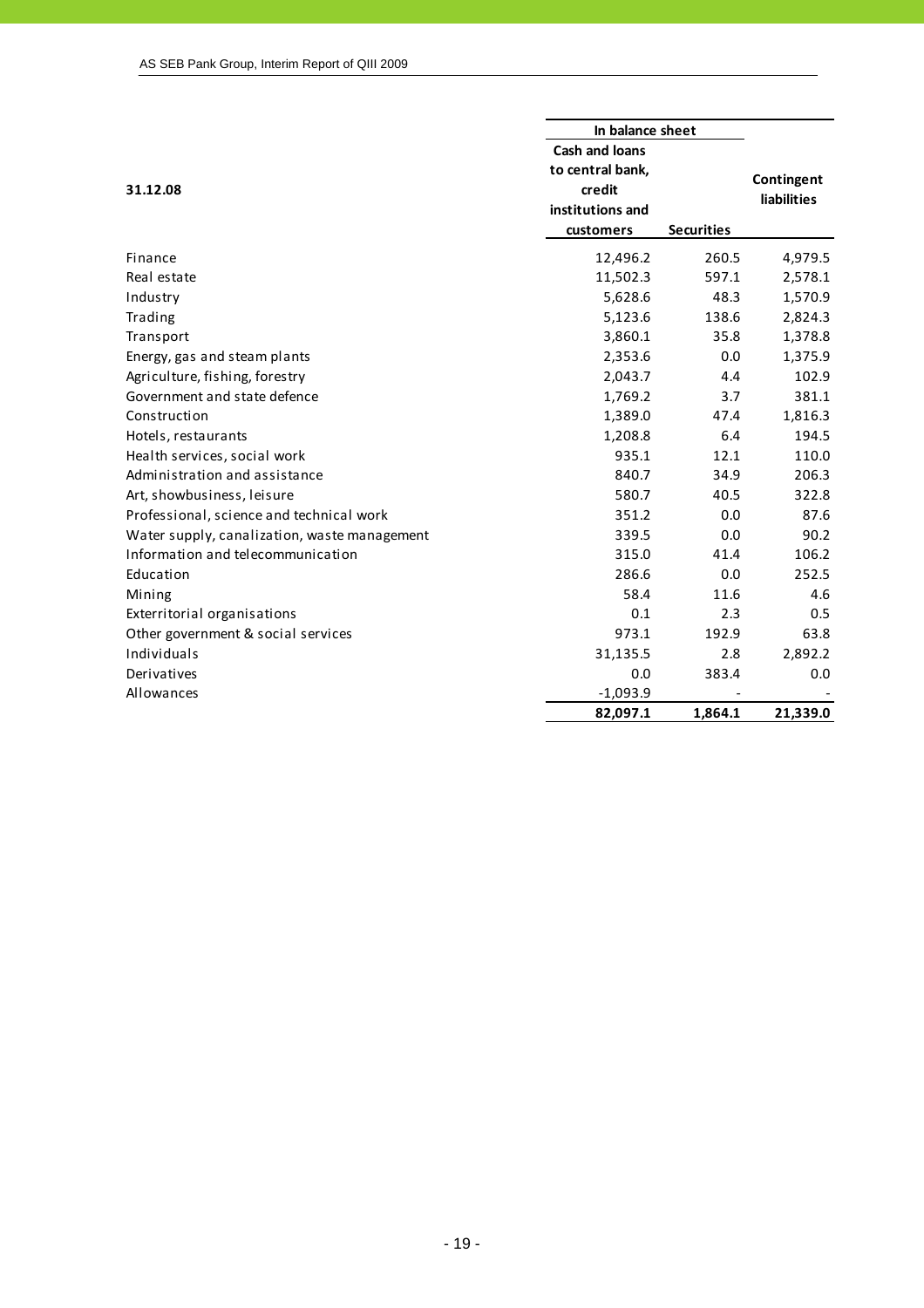| 31.12.08 | In balance sheet | | Contingent liabilities |
|---|---|---|---|
| | Cash and loans to central bank, credit institutions and customers | Securities | |
| Finance | 12,496.2 | 260.5 | 4,979.5 |
| Real estate | 11,502.3 | 597.1 | 2,578.1 |
| Industry | 5,628.6 | 48.3 | 1,570.9 |
| Trading | 5,123.6 | 138.6 | 2,824.3 |
| Transport | 3,860.1 | 35.8 | 1,378.8 |
| Energy, gas and steam plants | 2,353.6 | 0.0 | 1,375.9 |
| Agriculture, fishing, forestry | 2,043.7 | 4.4 | 102.9 |
| Government and state defence | 1,769.2 | 3.7 | 381.1 |
| Construction | 1,389.0 | 47.4 | 1,816.3 |
| Hotels, restaurants | 1,208.8 | 6.4 | 194.5 |
| Health services, social work | 935.1 | 12.1 | 110.0 |
| Administration and assistance | 840.7 | 34.9 | 206.3 |
| Art, showbusiness, leisure | 580.7 | 40.5 | 322.8 |
| Professional, science and technical work | 351.2 | 0.0 | 87.6 |
| Water supply, canalization, waste management | 339.5 | 0.0 | 90.2 |
| Information and telecommunication | 315.0 | 41.4 | 106.2 |
| Education | 286.6 | 0.0 | 252.5 |
| Mining | 58.4 | 11.6 | 4.6 |
| Exterritorial organisations | 0.1 | 2.3 | 0.5 |
| Other government & social services | 973.1 | 192.9 | 63.8 |
| Individuals | 31,135.5 | 2.8 | 2,892.2 |
| Derivatives | 0.0 | 383.4 | 0.0 |
| Allowances | -1,093.9 | - | - |
| | **82,097.1** | **1,864.1** | **21,339.0** |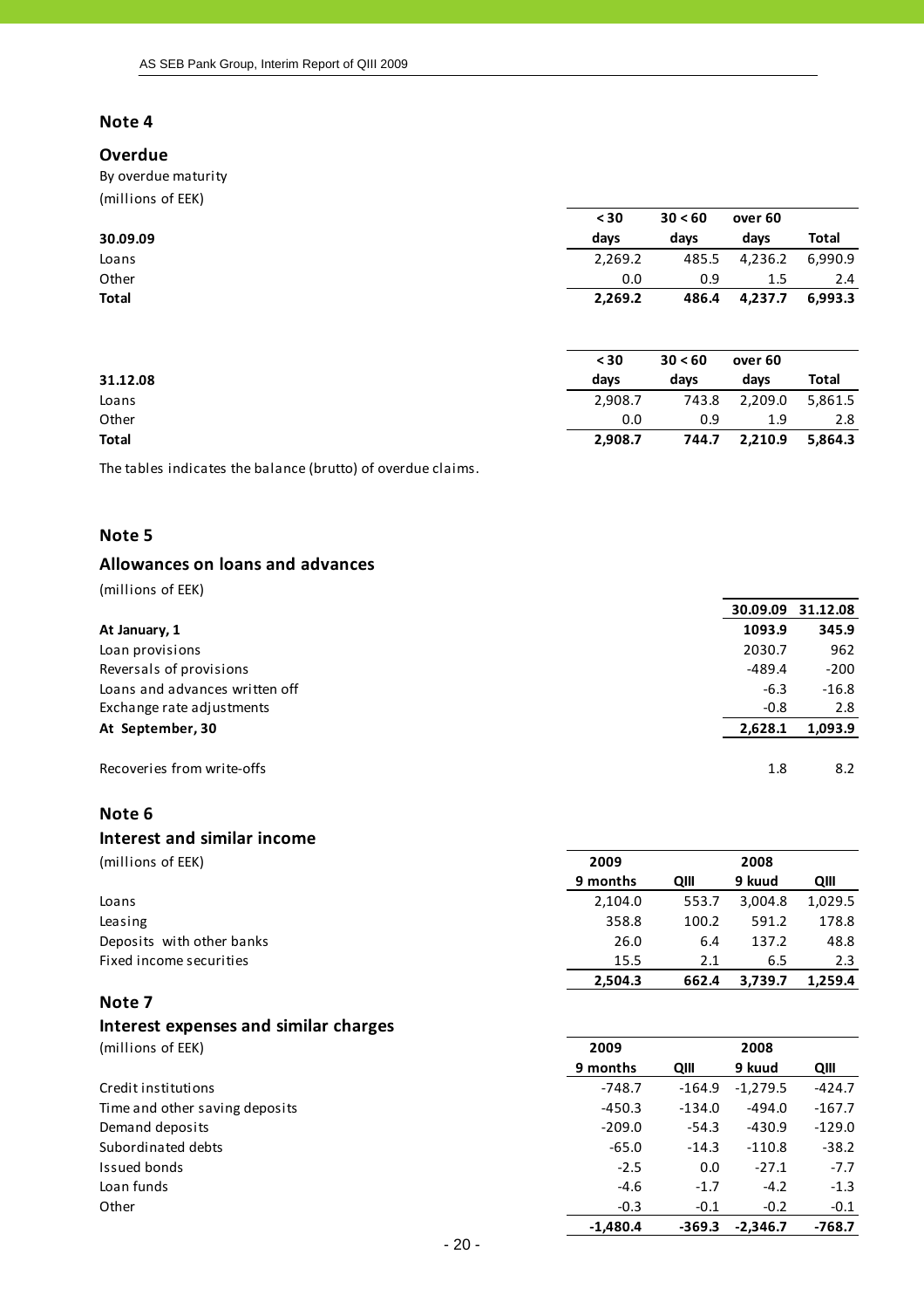## Note 4

### Overdue

By overdue maturity

(millions of EEK)

| 30.09.09 | < 30 days | 30 < 60 days | over 60 days | Total |
|---|---|---|---|---|
| Loans | 2,269.2 | 485.5 | 4,236.2 | 6,990.9 |
| Other | 0.0 | 0.9 | 1.5 | 2.4 |
| **Total** | **2,269.2** | **486.4** | **4,237.7** | **6,993.3** |

| 31.12.08 | < 30 days | 30 < 60 days | over 60 days | Total |
|---|---|---|---|---|
| Loans | 2,908.7 | 743.8 | 2,209.0 | 5,861.5 |
| Other | 0.0 | 0.9 | 1.9 | 2.8 |
| **Total** | **2,908.7** | **744.7** | **2,210.9** | **5,864.3** |

The tables indicates the balance (brutto) of overdue claims.

## Note 5

### Allowances on loans and advances

(millions of EEK)

| | 30.09.09 | 31.12.08 |
|---|---|---|
| **At January, 1** | **1093.9** | **345.9** |
| Loan provisions | 2030.7 | 962 |
| Reversals of provisions | -489.4 | -200 |
| Loans and advances written off | -6.3 | -16.8 |
| Exchange rate adjustments | -0.8 | 2.8 |
| **At September, 30** | **2,628.1** | **1,093.9** |
| | | |
| Recoveries from write-offs | 1.8 | 8.2 |

## Note 6

### Interest and similar income

(millions of EEK)

| | 2009 9 months | QIII | 2008 9 kuud | QIII |
|---|---|---|---|---|
| Loans | 2,104.0 | 553.7 | 3,004.8 | 1,029.5 |
| Leasing | 358.8 | 100.2 | 591.2 | 178.8 |
| Deposits with other banks | 26.0 | 6.4 | 137.2 | 48.8 |
| Fixed income securities | 15.5 | 2.1 | 6.5 | 2.3 |
| | **2,504.3** | **662.4** | **3,739.7** | **1,259.4** |

## Note 7

### Interest expenses and similar charges

(millions of EEK)

| | 2009 9 months | QIII | 2008 9 kuud | QIII |
|---|---|---|---|---|
| Credit institutions | -748.7 | -164.9 | -1,279.5 | -424.7 |
| Time and other saving deposits | -450.3 | -134.0 | -494.0 | -167.7 |
| Demand deposits | -209.0 | -54.3 | -430.9 | -129.0 |
| Subordinated debts | -65.0 | -14.3 | -110.8 | -38.2 |
| Issued bonds | -2.5 | 0.0 | -27.1 | -7.7 |
| Loan funds | -4.6 | -1.7 | -4.2 | -1.3 |
| Other | -0.3 | -0.1 | -0.2 | -0.1 |
| | **-1,480.4** | **-369.3** | **-2,346.7** | **-768.7** |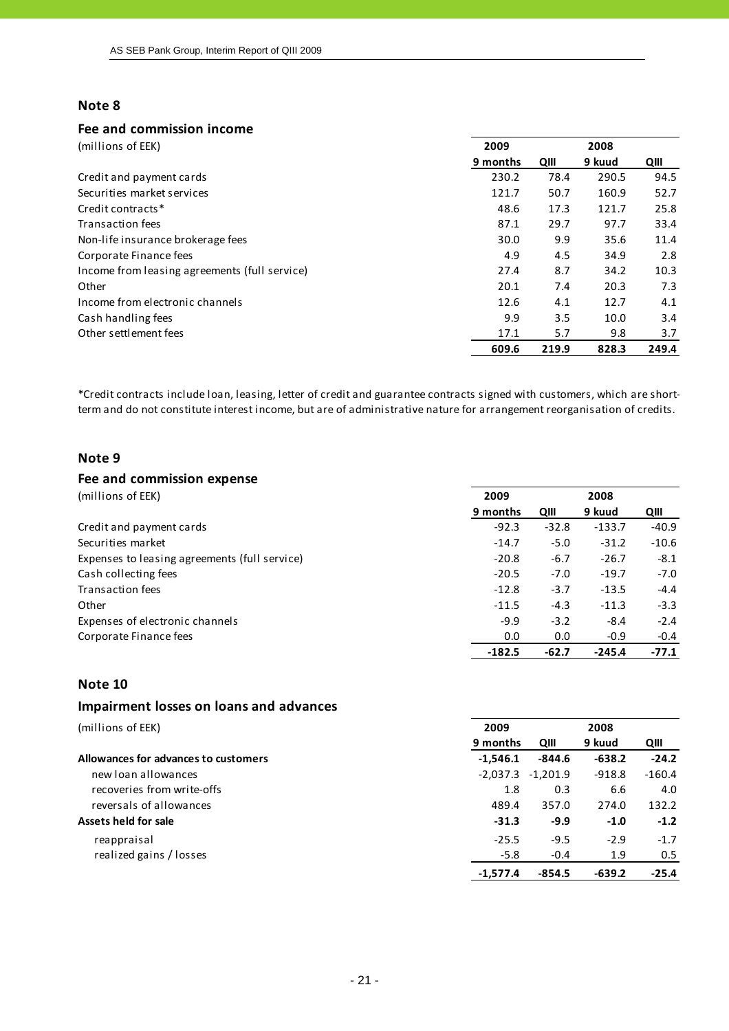## Note 8

### Fee and commission income

| (millions of EEK) | 2009 | | 2008 | |
|---|---|---|---|---|
| | 9 months | QIII | 9 kuud | QIII |
| Credit and payment cards | 230.2 | 78.4 | 290.5 | 94.5 |
| Securities market services | 121.7 | 50.7 | 160.9 | 52.7 |
| Credit contracts* | 48.6 | 17.3 | 121.7 | 25.8 |
| Transaction fees | 87.1 | 29.7 | 97.7 | 33.4 |
| Non-life insurance brokerage fees | 30.0 | 9.9 | 35.6 | 11.4 |
| Corporate Finance fees | 4.9 | 4.5 | 34.9 | 2.8 |
| Income from leasing agreements (full service) | 27.4 | 8.7 | 34.2 | 10.3 |
| Other | 20.1 | 7.4 | 20.3 | 7.3 |
| Income from electronic channels | 12.6 | 4.1 | 12.7 | 4.1 |
| Cash handling fees | 9.9 | 3.5 | 10.0 | 3.4 |
| Other settlement fees | 17.1 | 5.7 | 9.8 | 3.7 |
| | **609.6** | **219.9** | **828.3** | **249.4** |

*Credit contracts include loan, leasing, letter of credit and guarantee contracts signed with customers, which are short-term and do not constitute interest income, but are of administrative nature for arrangement reorganisation of credits.

## Note 9

### Fee and commission expense

| (millions of EEK) | 2009 | | 2008 | |
|---|---|---|---|---|
| | 9 months | QIII | 9 kuud | QIII |
| Credit and payment cards | -92.3 | -32.8 | -133.7 | -40.9 |
| Securities market | -14.7 | -5.0 | -31.2 | -10.6 |
| Expenses to leasing agreements (full service) | -20.8 | -6.7 | -26.7 | -8.1 |
| Cash collecting fees | -20.5 | -7.0 | -19.7 | -7.0 |
| Transaction fees | -12.8 | -3.7 | -13.5 | -4.4 |
| Other | -11.5 | -4.3 | -11.3 | -3.3 |
| Expenses of electronic channels | -9.9 | -3.2 | -8.4 | -2.4 |
| Corporate Finance fees | 0.0 | 0.0 | -0.9 | -0.4 |
| | **-182.5** | **-62.7** | **-245.4** | **-77.1** |

## Note 10

### Impairment losses on loans and advances

| (millions of EEK) | 2009 | | 2008 | |
|---|---|---|---|---|
| | 9 months | QIII | 9 kuud | QIII |
| **Allowances for advances to customers** | **-1,546.1** | **-844.6** | **-638.2** | **-24.2** |
| new loan allowances | -2,037.3 | -1,201.9 | -918.8 | -160.4 |
| recoveries from write-offs | 1.8 | 0.3 | 6.6 | 4.0 |
| reversals of allowances | 489.4 | 357.0 | 274.0 | 132.2 |
| **Assets held for sale** | **-31.3** | **-9.9** | **-1.0** | **-1.2** |
| reappraisal | -25.5 | -9.5 | -2.9 | -1.7 |
| realized gains / losses | -5.8 | -0.4 | 1.9 | 0.5 |
| | **-1,577.4** | **-854.5** | **-639.2** | **-25.4** |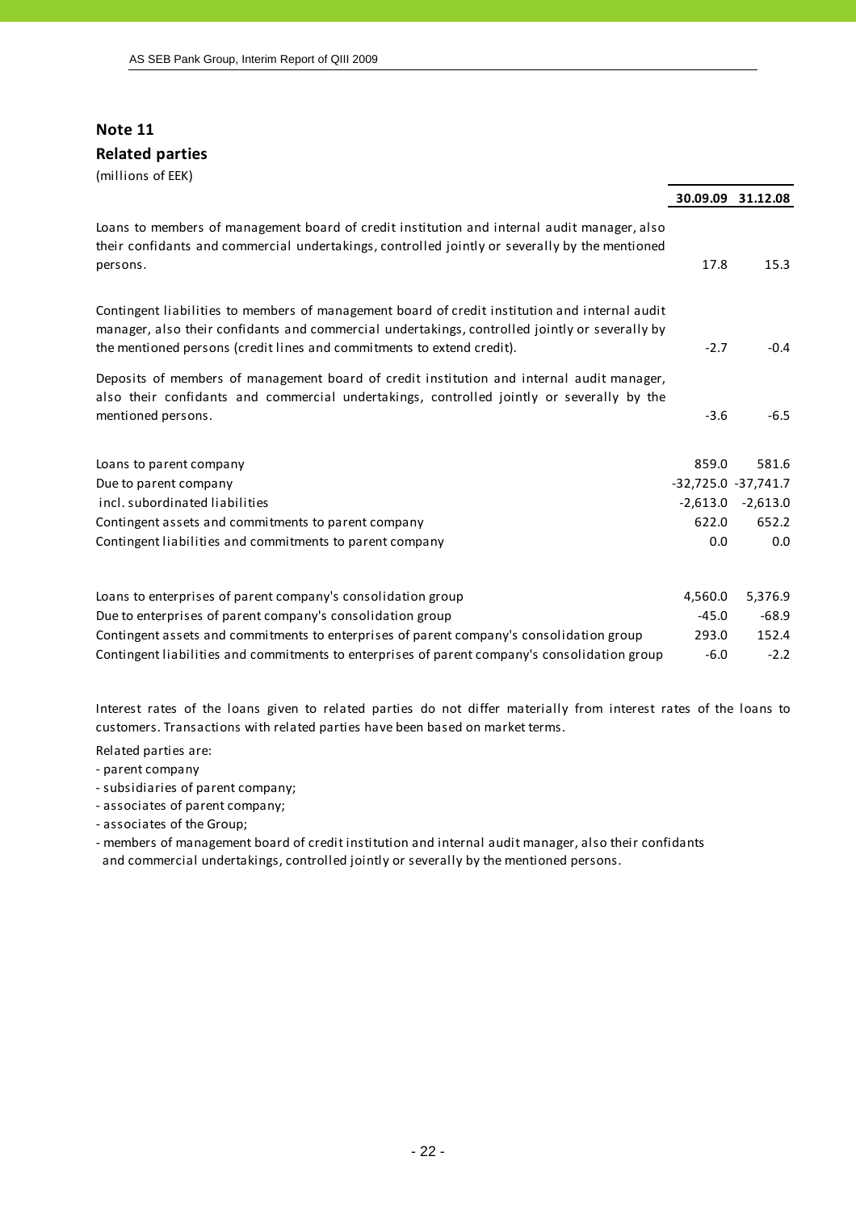## Note 11

## Related parties

(millions of EEK)

| | 30.09.09 | 31.12.08 |
|---|---|---|
| Loans to members of management board of credit institution and internal audit manager, also their confidants and commercial undertakings, controlled jointly or severally by the mentioned persons. | 17.8 | 15.3 |
| Contingent liabilities to members of management board of credit institution and internal audit manager, also their confidants and commercial undertakings, controlled jointly or severally by the mentioned persons (credit lines and commitments to extend credit). | -2.7 | -0.4 |
| Deposits of members of management board of credit institution and internal audit manager, also their confidants and commercial undertakings, controlled jointly or severally by the mentioned persons. | -3.6 | -6.5 |
| Loans to parent company | 859.0 | 581.6 |
| Due to parent company | -32,725.0 | -37,741.7 |
| incl. subordinated liabilities | -2,613.0 | -2,613.0 |
| Contingent assets and commitments to parent company | 622.0 | 652.2 |
| Contingent liabilities and commitments to parent company | 0.0 | 0.0 |
| Loans to enterprises of parent company's consolidation group | 4,560.0 | 5,376.9 |
| Due to enterprises of parent company's consolidation group | -45.0 | -68.9 |
| Contingent assets and commitments to enterprises of parent company's consolidation group | 293.0 | 152.4 |
| Contingent liabilities and commitments to enterprises of parent company's consolidation group | -6.0 | -2.2 |

Interest rates of the loans given to related parties do not differ materially from interest rates of the loans to customers. Transactions with related parties have been based on market terms.

Related parties are:

- parent company
- subsidiaries of parent company;
- associates of parent company;
- associates of the Group;
- members of management board of credit institution and internal audit manager, also their confidants and commercial undertakings, controlled jointly or severally by the mentioned persons.